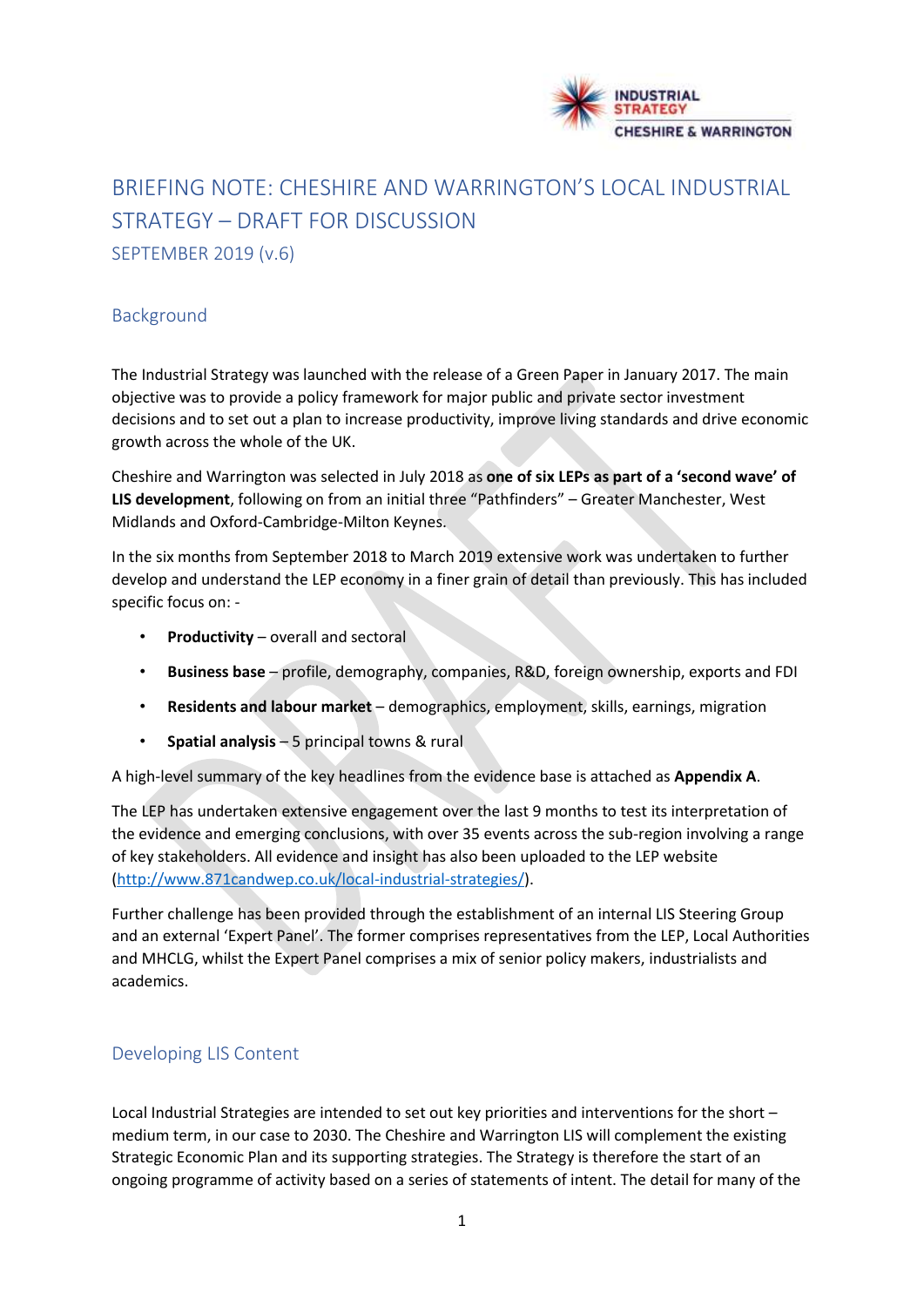# BRIEFING NOTE: CHESHIRE AND WARRINGTON'S LOCAL INDUSTRIAL STRATEGY – DRAFT FOR DISCUSSION

SEPTEMBER 2019 (v.6)

## Background

The Industrial Strategy was launched with the release of a Green Paper in January 2017. The main objective was to provide a policy framework for major public and private sector investment decisions and to set out a plan to increase productivity, improve living standards and drive economic growth across the whole of the UK.

Cheshire and Warrington was selected in July 2018 as **one of six LEPs as part of a 'second wave' of LIS development**, following on from an initial three "Pathfinders" – Greater Manchester, West Midlands and Oxford-Cambridge-Milton Keynes.

In the six months from September 2018 to March 2019 extensive work was undertaken to further develop and understand the LEP economy in a finer grain of detail than previously. This has included specific focus on: -

- **Productivity** – overall and sectoral
- **Business base** – profile, demography, companies, R&D, foreign ownership, exports and FDI
- **Residents and labour market** – demographics, employment, skills, earnings, migration
- **Spatial analysis** – 5 principal towns & rural

A high-level summary of the key headlines from the evidence base is attached as **Appendix A**.

The LEP has undertaken extensive engagement over the last 9 months to test its interpretation of the evidence and emerging conclusions, with over 35 events across the sub-region involving a range of key stakeholders. All evidence and insight has also been uploaded to the LEP website (http://www.871candwep.co.uk/local-industrial-strategies/).

Further challenge has been provided through the establishment of an internal LIS Steering Group and an external 'Expert Panel'. The former comprises representatives from the LEP, Local Authorities and MHCLG, whilst the Expert Panel comprises a mix of senior policy makers, industrialists and academics.

## Developing LIS Content

Local Industrial Strategies are intended to set out key priorities and interventions for the short – medium term, in our case to 2030. The Cheshire and Warrington LIS will complement the existing Strategic Economic Plan and its supporting strategies. The Strategy is therefore the start of an ongoing programme of activity based on a series of statements of intent. The detail for many of the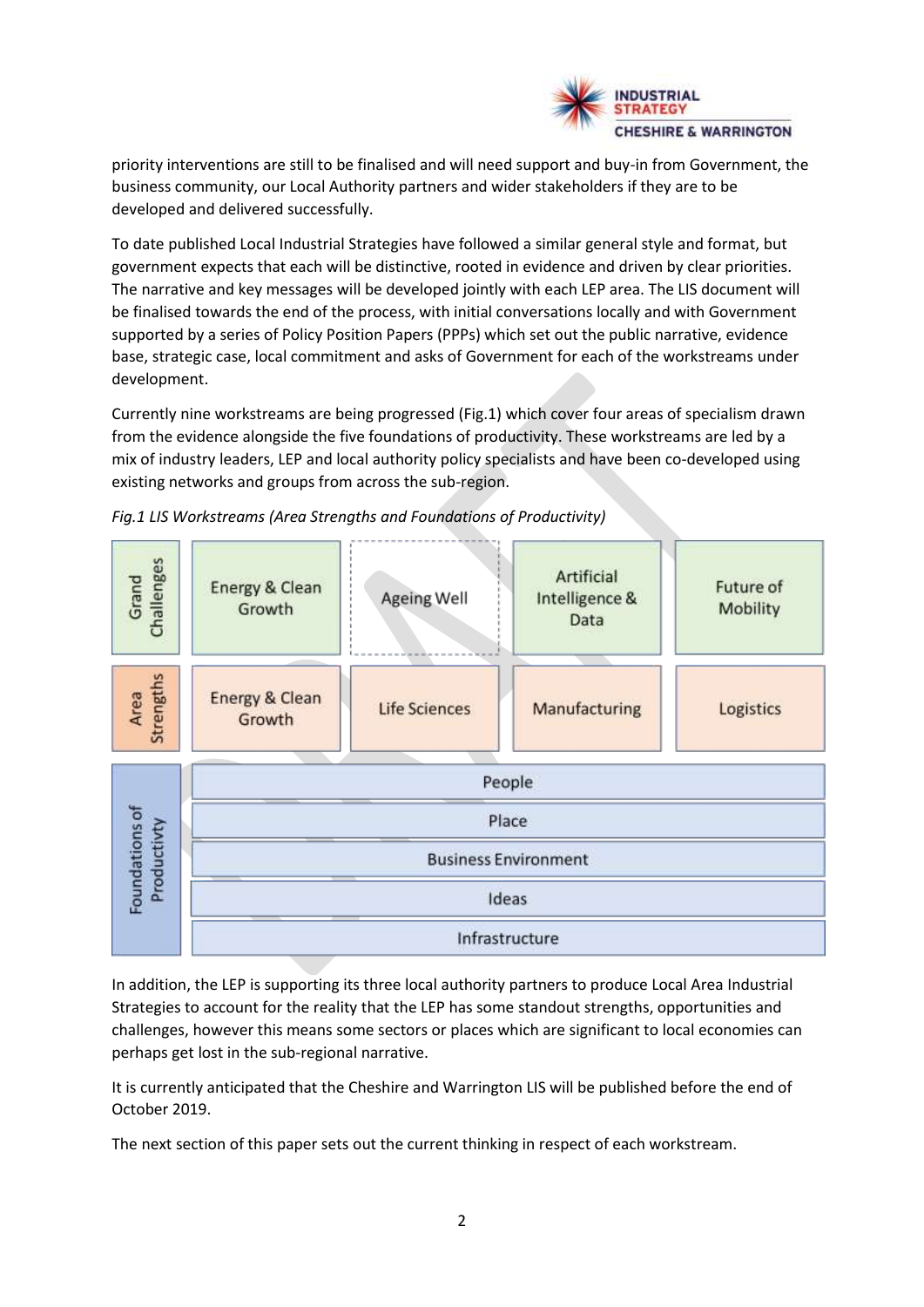priority interventions are still to be finalised and will need support and buy-in from Government, the business community, our Local Authority partners and wider stakeholders if they are to be developed and delivered successfully.

To date published Local Industrial Strategies have followed a similar general style and format, but government expects that each will be distinctive, rooted in evidence and driven by clear priorities. The narrative and key messages will be developed jointly with each LEP area. The LIS document will be finalised towards the end of the process, with initial conversations locally and with Government supported by a series of Policy Position Papers (PPPs) which set out the public narrative, evidence base, strategic case, local commitment and asks of Government for each of the workstreams under development.

Currently nine workstreams are being progressed (Fig.1) which cover four areas of specialism drawn from the evidence alongside the five foundations of productivity. These workstreams are led by a mix of industry leaders, LEP and local authority policy specialists and have been co-developed using existing networks and groups from across the sub-region.

*Fig.1 LIS Workstreams (Area Strengths and Foundations of Productivity)*

| | | | | |
|---|---|---|---|---|
| Grand Challenges | Energy & Clean Growth | Ageing Well | Artificial Intelligence & Data | Future of Mobility |
| Area Strengths | Energy & Clean Growth | Life Sciences | Manufacturing | Logistics |
| Foundations of Productivity | People | | | |
| | Place | | | |
| | Business Environment | | | |
| | Ideas | | | |
| | Infrastructure | | | |

In addition, the LEP is supporting its three local authority partners to produce Local Area Industrial Strategies to account for the reality that the LEP has some standout strengths, opportunities and challenges, however this means some sectors or places which are significant to local economies can perhaps get lost in the sub-regional narrative.

It is currently anticipated that the Cheshire and Warrington LIS will be published before the end of October 2019.

The next section of this paper sets out the current thinking in respect of each workstream.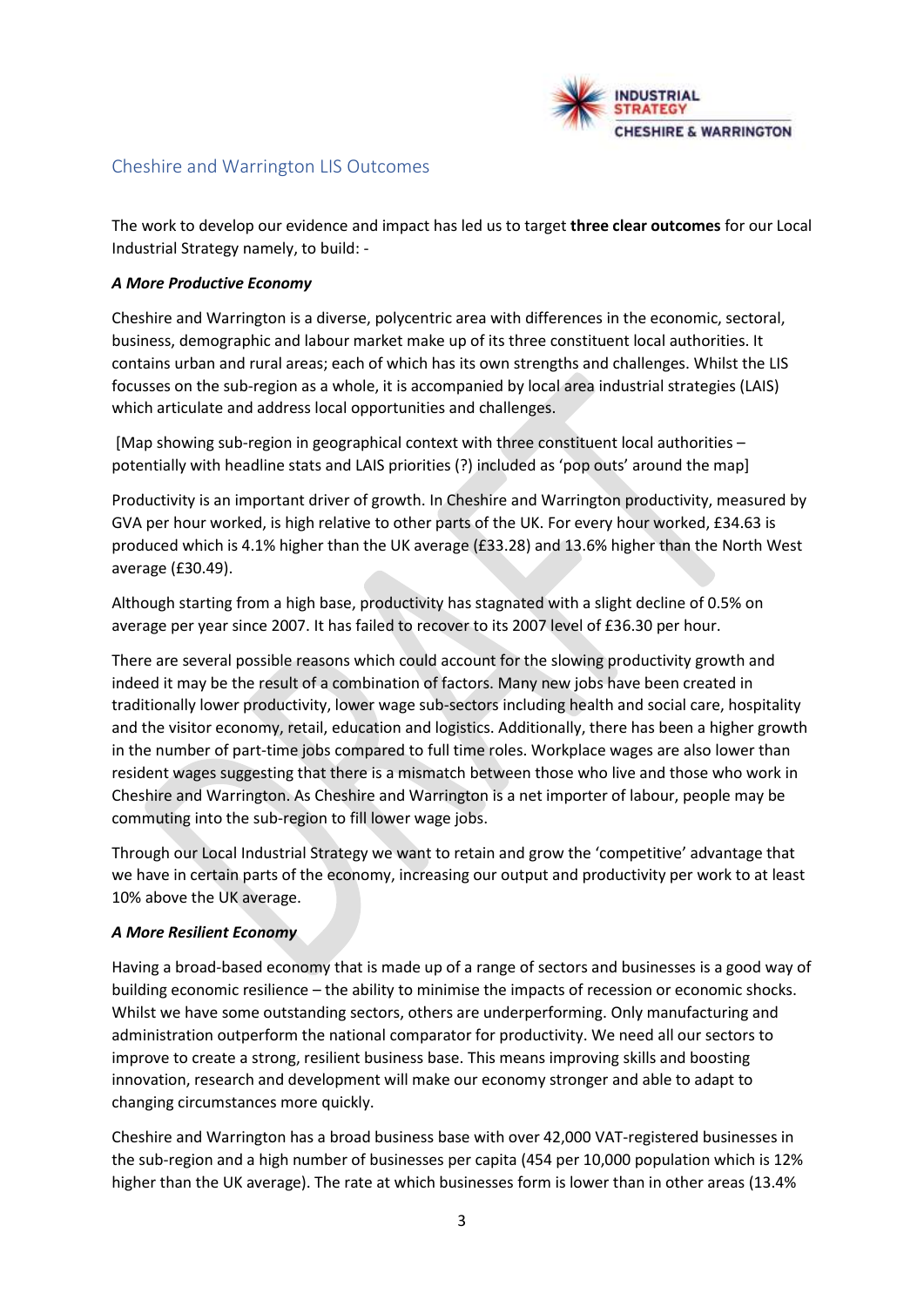## Cheshire and Warrington LIS Outcomes

The work to develop our evidence and impact has led us to target **three clear outcomes** for our Local Industrial Strategy namely, to build: -

***A More Productive Economy***

Cheshire and Warrington is a diverse, polycentric area with differences in the economic, sectoral, business, demographic and labour market make up of its three constituent local authorities. It contains urban and rural areas; each of which has its own strengths and challenges. Whilst the LIS focusses on the sub-region as a whole, it is accompanied by local area industrial strategies (LAIS) which articulate and address local opportunities and challenges.

[Map showing sub-region in geographical context with three constituent local authorities – potentially with headline stats and LAIS priorities (?) included as 'pop outs' around the map]

Productivity is an important driver of growth. In Cheshire and Warrington productivity, measured by GVA per hour worked, is high relative to other parts of the UK. For every hour worked, £34.63 is produced which is 4.1% higher than the UK average (£33.28) and 13.6% higher than the North West average (£30.49).

Although starting from a high base, productivity has stagnated with a slight decline of 0.5% on average per year since 2007. It has failed to recover to its 2007 level of £36.30 per hour.

There are several possible reasons which could account for the slowing productivity growth and indeed it may be the result of a combination of factors. Many new jobs have been created in traditionally lower productivity, lower wage sub-sectors including health and social care, hospitality and the visitor economy, retail, education and logistics. Additionally, there has been a higher growth in the number of part-time jobs compared to full time roles. Workplace wages are also lower than resident wages suggesting that there is a mismatch between those who live and those who work in Cheshire and Warrington. As Cheshire and Warrington is a net importer of labour, people may be commuting into the sub-region to fill lower wage jobs.

Through our Local Industrial Strategy we want to retain and grow the 'competitive' advantage that we have in certain parts of the economy, increasing our output and productivity per work to at least 10% above the UK average.

***A More Resilient Economy***

Having a broad-based economy that is made up of a range of sectors and businesses is a good way of building economic resilience – the ability to minimise the impacts of recession or economic shocks. Whilst we have some outstanding sectors, others are underperforming. Only manufacturing and administration outperform the national comparator for productivity. We need all our sectors to improve to create a strong, resilient business base. This means improving skills and boosting innovation, research and development will make our economy stronger and able to adapt to changing circumstances more quickly.

Cheshire and Warrington has a broad business base with over 42,000 VAT-registered businesses in the sub-region and a high number of businesses per capita (454 per 10,000 population which is 12% higher than the UK average). The rate at which businesses form is lower than in other areas (13.4%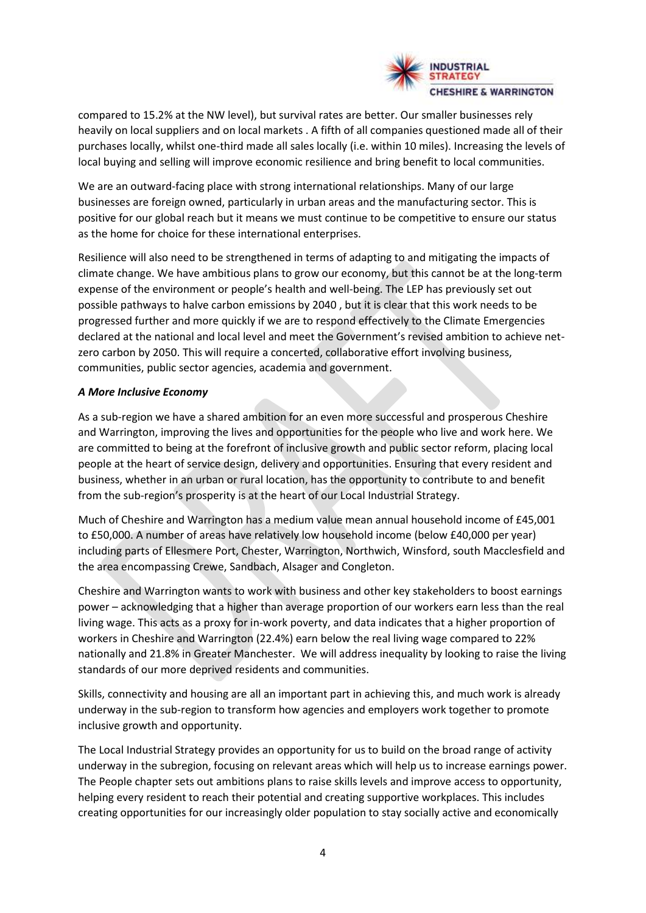compared to 15.2% at the NW level), but survival rates are better. Our smaller businesses rely heavily on local suppliers and on local markets . A fifth of all companies questioned made all of their purchases locally, whilst one-third made all sales locally (i.e. within 10 miles). Increasing the levels of local buying and selling will improve economic resilience and bring benefit to local communities.

We are an outward-facing place with strong international relationships. Many of our large businesses are foreign owned, particularly in urban areas and the manufacturing sector. This is positive for our global reach but it means we must continue to be competitive to ensure our status as the home for choice for these international enterprises.

Resilience will also need to be strengthened in terms of adapting to and mitigating the impacts of climate change. We have ambitious plans to grow our economy, but this cannot be at the long-term expense of the environment or people's health and well-being. The LEP has previously set out possible pathways to halve carbon emissions by 2040 , but it is clear that this work needs to be progressed further and more quickly if we are to respond effectively to the Climate Emergencies declared at the national and local level and meet the Government's revised ambition to achieve net-zero carbon by 2050. This will require a concerted, collaborative effort involving business, communities, public sector agencies, academia and government.

***A More Inclusive Economy***

As a sub-region we have a shared ambition for an even more successful and prosperous Cheshire and Warrington, improving the lives and opportunities for the people who live and work here. We are committed to being at the forefront of inclusive growth and public sector reform, placing local people at the heart of service design, delivery and opportunities. Ensuring that every resident and business, whether in an urban or rural location, has the opportunity to contribute to and benefit from the sub-region's prosperity is at the heart of our Local Industrial Strategy.

Much of Cheshire and Warrington has a medium value mean annual household income of £45,001 to £50,000. A number of areas have relatively low household income (below £40,000 per year) including parts of Ellesmere Port, Chester, Warrington, Northwich, Winsford, south Macclesfield and the area encompassing Crewe, Sandbach, Alsager and Congleton.

Cheshire and Warrington wants to work with business and other key stakeholders to boost earnings power – acknowledging that a higher than average proportion of our workers earn less than the real living wage. This acts as a proxy for in-work poverty, and data indicates that a higher proportion of workers in Cheshire and Warrington (22.4%) earn below the real living wage compared to 22% nationally and 21.8% in Greater Manchester. We will address inequality by looking to raise the living standards of our more deprived residents and communities.

Skills, connectivity and housing are all an important part in achieving this, and much work is already underway in the sub-region to transform how agencies and employers work together to promote inclusive growth and opportunity.

The Local Industrial Strategy provides an opportunity for us to build on the broad range of activity underway in the subregion, focusing on relevant areas which will help us to increase earnings power. The People chapter sets out ambitions plans to raise skills levels and improve access to opportunity, helping every resident to reach their potential and creating supportive workplaces. This includes creating opportunities for our increasingly older population to stay socially active and economically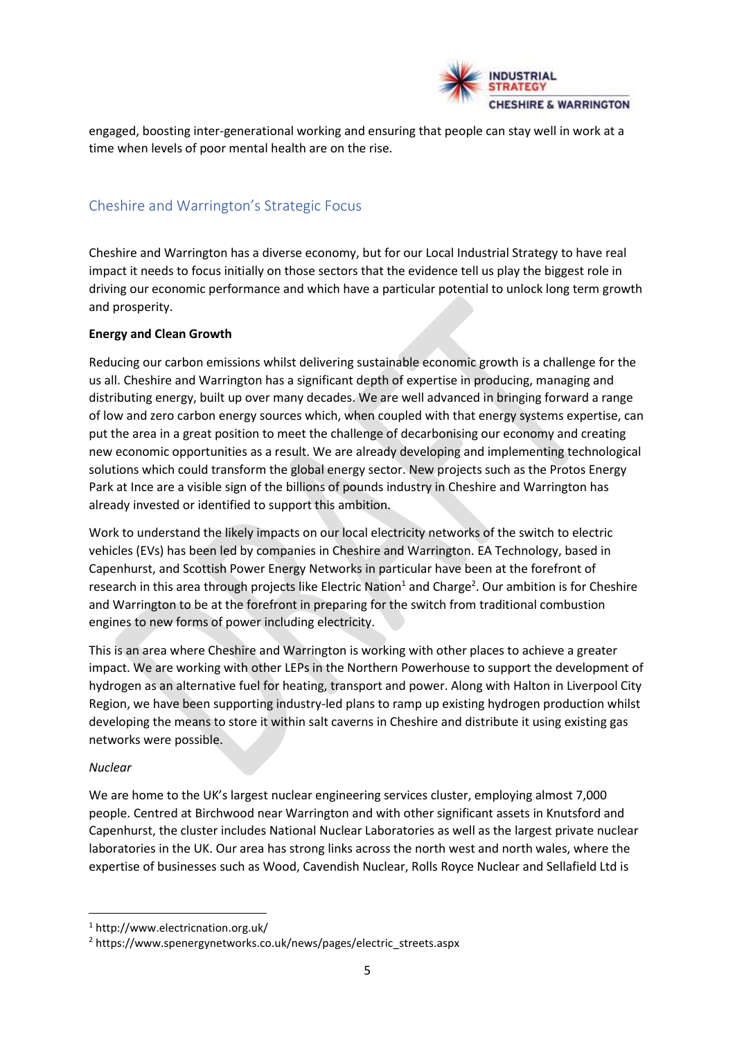engaged, boosting inter-generational working and ensuring that people can stay well in work at a time when levels of poor mental health are on the rise.

## Cheshire and Warrington's Strategic Focus

Cheshire and Warrington has a diverse economy, but for our Local Industrial Strategy to have real impact it needs to focus initially on those sectors that the evidence tell us play the biggest role in driving our economic performance and which have a particular potential to unlock long term growth and prosperity.

**Energy and Clean Growth**

Reducing our carbon emissions whilst delivering sustainable economic growth is a challenge for the us all. Cheshire and Warrington has a significant depth of expertise in producing, managing and distributing energy, built up over many decades. We are well advanced in bringing forward a range of low and zero carbon energy sources which, when coupled with that energy systems expertise, can put the area in a great position to meet the challenge of decarbonising our economy and creating new economic opportunities as a result. We are already developing and implementing technological solutions which could transform the global energy sector. New projects such as the Protos Energy Park at Ince are a visible sign of the billions of pounds industry in Cheshire and Warrington has already invested or identified to support this ambition.

Work to understand the likely impacts on our local electricity networks of the switch to electric vehicles (EVs) has been led by companies in Cheshire and Warrington. EA Technology, based in Capenhurst, and Scottish Power Energy Networks in particular have been at the forefront of research in this area through projects like Electric Nation[1] and Charge[2]. Our ambition is for Cheshire and Warrington to be at the forefront in preparing for the switch from traditional combustion engines to new forms of power including electricity.

This is an area where Cheshire and Warrington is working with other places to achieve a greater impact. We are working with other LEPs in the Northern Powerhouse to support the development of hydrogen as an alternative fuel for heating, transport and power. Along with Halton in Liverpool City Region, we have been supporting industry-led plans to ramp up existing hydrogen production whilst developing the means to store it within salt caverns in Cheshire and distribute it using existing gas networks were possible.

*Nuclear*

We are home to the UK's largest nuclear engineering services cluster, employing almost 7,000 people. Centred at Birchwood near Warrington and with other significant assets in Knutsford and Capenhurst, the cluster includes National Nuclear Laboratories as well as the largest private nuclear laboratories in the UK. Our area has strong links across the north west and north wales, where the expertise of businesses such as Wood, Cavendish Nuclear, Rolls Royce Nuclear and Sellafield Ltd is

---

[1] http://www.electricnation.org.uk/

[2] https://www.spenergynetworks.co.uk/news/pages/electric_streets.aspx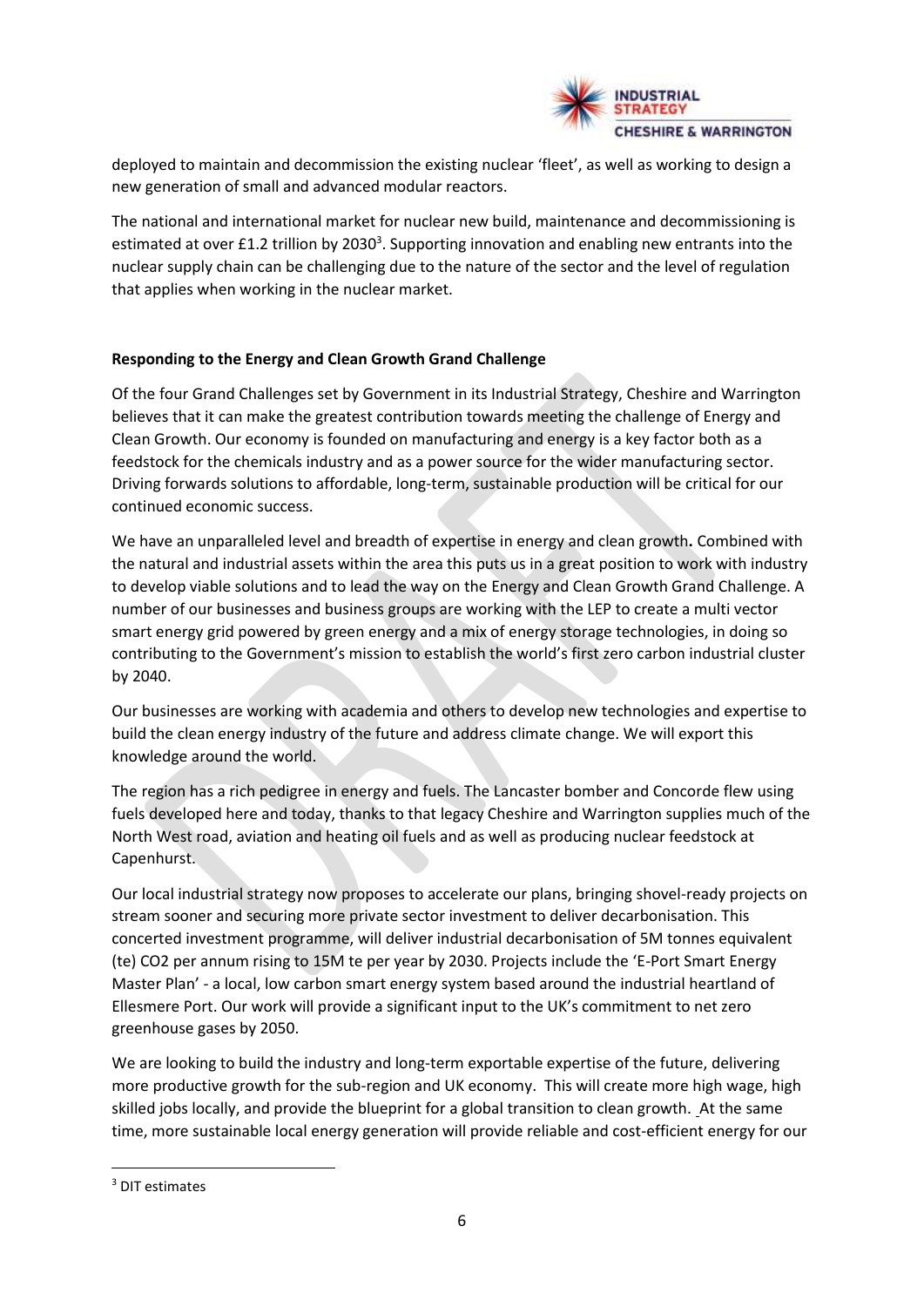deployed to maintain and decommission the existing nuclear 'fleet', as well as working to design a new generation of small and advanced modular reactors.

The national and international market for nuclear new build, maintenance and decommissioning is estimated at over £1.2 trillion by 2030[3]. Supporting innovation and enabling new entrants into the nuclear supply chain can be challenging due to the nature of the sector and the level of regulation that applies when working in the nuclear market.

**Responding to the Energy and Clean Growth Grand Challenge**

Of the four Grand Challenges set by Government in its Industrial Strategy, Cheshire and Warrington believes that it can make the greatest contribution towards meeting the challenge of Energy and Clean Growth. Our economy is founded on manufacturing and energy is a key factor both as a feedstock for the chemicals industry and as a power source for the wider manufacturing sector. Driving forwards solutions to affordable, long-term, sustainable production will be critical for our continued economic success.

We have an unparalleled level and breadth of expertise in energy and clean growth**.** Combined with the natural and industrial assets within the area this puts us in a great position to work with industry to develop viable solutions and to lead the way on the Energy and Clean Growth Grand Challenge. A number of our businesses and business groups are working with the LEP to create a multi vector smart energy grid powered by green energy and a mix of energy storage technologies, in doing so contributing to the Government's mission to establish the world's first zero carbon industrial cluster by 2040.

Our businesses are working with academia and others to develop new technologies and expertise to build the clean energy industry of the future and address climate change. We will export this knowledge around the world.

The region has a rich pedigree in energy and fuels. The Lancaster bomber and Concorde flew using fuels developed here and today, thanks to that legacy Cheshire and Warrington supplies much of the North West road, aviation and heating oil fuels and as well as producing nuclear feedstock at Capenhurst.

Our local industrial strategy now proposes to accelerate our plans, bringing shovel-ready projects on stream sooner and securing more private sector investment to deliver decarbonisation. This concerted investment programme, will deliver industrial decarbonisation of 5M tonnes equivalent (te) $CO_2$ per annum rising to 15M te per year by 2030. Projects include the 'E-Port Smart Energy Master Plan' - a local, low carbon smart energy system based around the industrial heartland of Ellesmere Port. Our work will provide a significant input to the UK's commitment to net zero greenhouse gases by 2050.

We are looking to build the industry and long-term exportable expertise of the future, delivering more productive growth for the sub-region and UK economy. This will create more high wage, high skilled jobs locally, and provide the blueprint for a global transition to clean growth. At the same time, more sustainable local energy generation will provide reliable and cost-efficient energy for our

[3] DIT estimates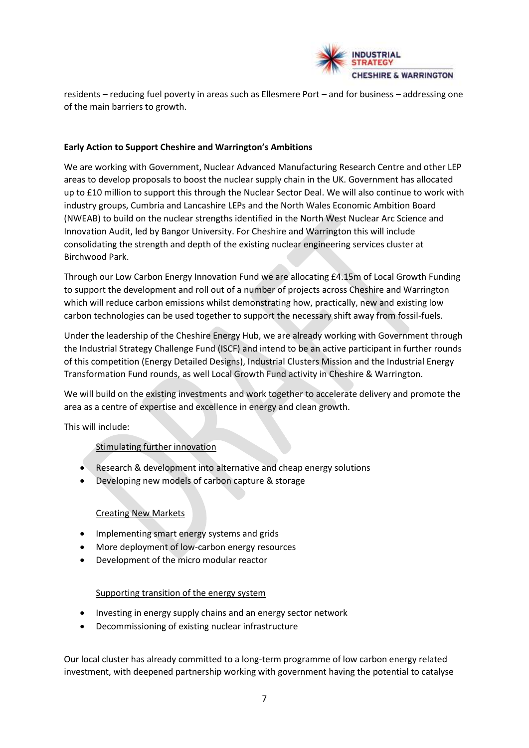residents – reducing fuel poverty in areas such as Ellesmere Port – and for business – addressing one of the main barriers to growth.

**Early Action to Support Cheshire and Warrington's Ambitions**

We are working with Government, Nuclear Advanced Manufacturing Research Centre and other LEP areas to develop proposals to boost the nuclear supply chain in the UK. Government has allocated up to £10 million to support this through the Nuclear Sector Deal. We will also continue to work with industry groups, Cumbria and Lancashire LEPs and the North Wales Economic Ambition Board (NWEAB) to build on the nuclear strengths identified in the North West Nuclear Arc Science and Innovation Audit, led by Bangor University. For Cheshire and Warrington this will include consolidating the strength and depth of the existing nuclear engineering services cluster at Birchwood Park.

Through our Low Carbon Energy Innovation Fund we are allocating £4.15m of Local Growth Funding to support the development and roll out of a number of projects across Cheshire and Warrington which will reduce carbon emissions whilst demonstrating how, practically, new and existing low carbon technologies can be used together to support the necessary shift away from fossil-fuels.

Under the leadership of the Cheshire Energy Hub, we are already working with Government through the Industrial Strategy Challenge Fund (ISCF) and intend to be an active participant in further rounds of this competition (Energy Detailed Designs), Industrial Clusters Mission and the Industrial Energy Transformation Fund rounds, as well Local Growth Fund activity in Cheshire & Warrington.

We will build on the existing investments and work together to accelerate delivery and promote the area as a centre of expertise and excellence in energy and clean growth.

This will include:

<u>Stimulating further innovation</u>

- Research & development into alternative and cheap energy solutions
- Developing new models of carbon capture & storage

<u>Creating New Markets</u>

- Implementing smart energy systems and grids
- More deployment of low-carbon energy resources
- Development of the micro modular reactor

<u>Supporting transition of the energy system</u>

- Investing in energy supply chains and an energy sector network
- Decommissioning of existing nuclear infrastructure

Our local cluster has already committed to a long-term programme of low carbon energy related investment, with deepened partnership working with government having the potential to catalyse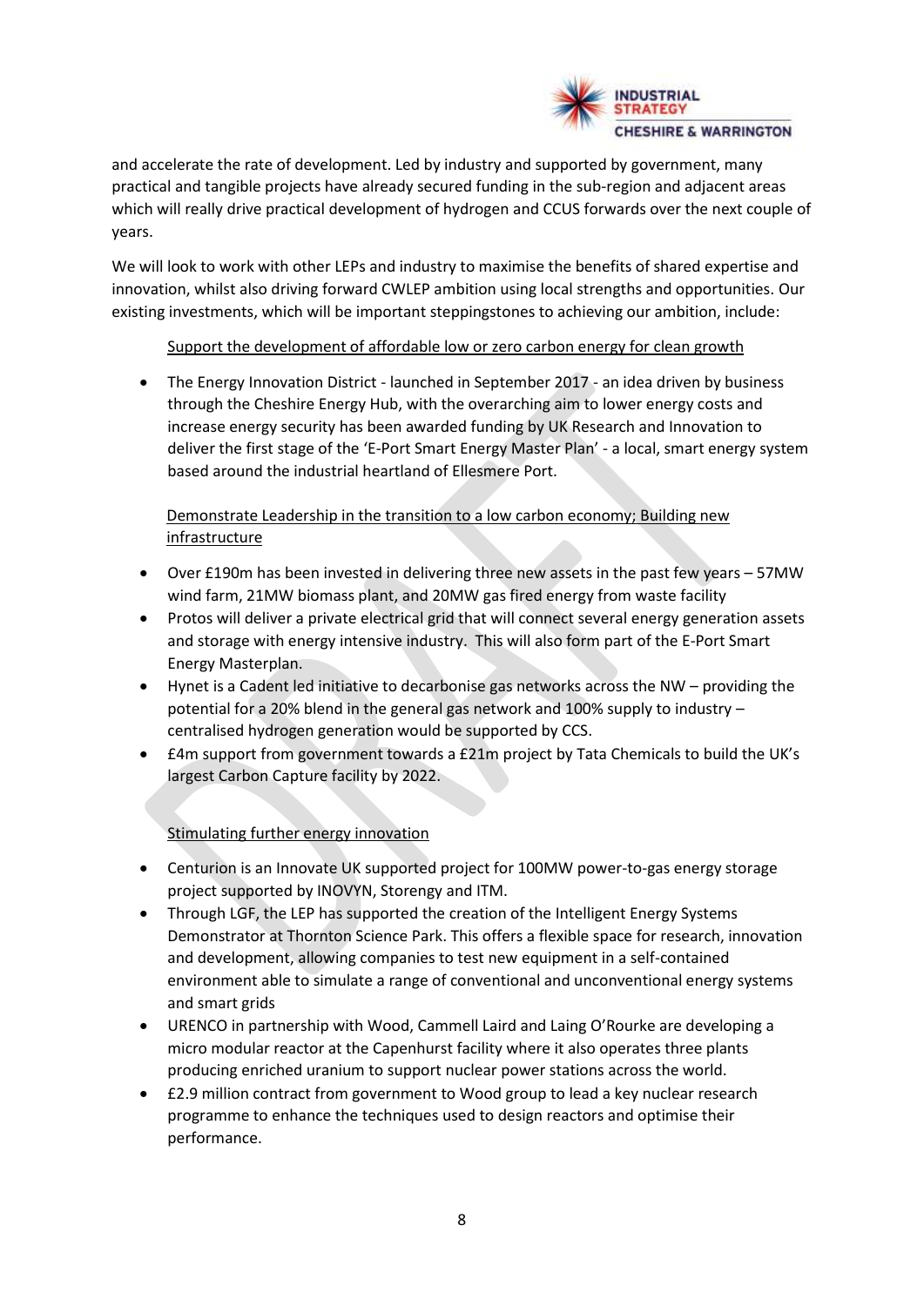and accelerate the rate of development. Led by industry and supported by government, many practical and tangible projects have already secured funding in the sub-region and adjacent areas which will really drive practical development of hydrogen and CCUS forwards over the next couple of years.

We will look to work with other LEPs and industry to maximise the benefits of shared expertise and innovation, whilst also driving forward CWLEP ambition using local strengths and opportunities. Our existing investments, which will be important steppingstones to achieving our ambition, include:

<u>Support the development of affordable low or zero carbon energy for clean growth</u>

- The Energy Innovation District - launched in September 2017 - an idea driven by business through the Cheshire Energy Hub, with the overarching aim to lower energy costs and increase energy security has been awarded funding by UK Research and Innovation to deliver the first stage of the 'E-Port Smart Energy Master Plan' - a local, smart energy system based around the industrial heartland of Ellesmere Port.

<u>Demonstrate Leadership in the transition to a low carbon economy; Building new infrastructure</u>

- Over £190m has been invested in delivering three new assets in the past few years – 57MW wind farm, 21MW biomass plant, and 20MW gas fired energy from waste facility
- Protos will deliver a private electrical grid that will connect several energy generation assets and storage with energy intensive industry. This will also form part of the E-Port Smart Energy Masterplan.
- Hynet is a Cadent led initiative to decarbonise gas networks across the NW – providing the potential for a 20% blend in the general gas network and 100% supply to industry – centralised hydrogen generation would be supported by CCS.
- £4m support from government towards a £21m project by Tata Chemicals to build the UK's largest Carbon Capture facility by 2022.

<u>Stimulating further energy innovation</u>

- Centurion is an Innovate UK supported project for 100MW power-to-gas energy storage project supported by INOVYN, Storengy and ITM.
- Through LGF, the LEP has supported the creation of the Intelligent Energy Systems Demonstrator at Thornton Science Park. This offers a flexible space for research, innovation and development, allowing companies to test new equipment in a self-contained environment able to simulate a range of conventional and unconventional energy systems and smart grids
- URENCO in partnership with Wood, Cammell Laird and Laing O'Rourke are developing a micro modular reactor at the Capenhurst facility where it also operates three plants producing enriched uranium to support nuclear power stations across the world.
- £2.9 million contract from government to Wood group to lead a key nuclear research programme to enhance the techniques used to design reactors and optimise their performance.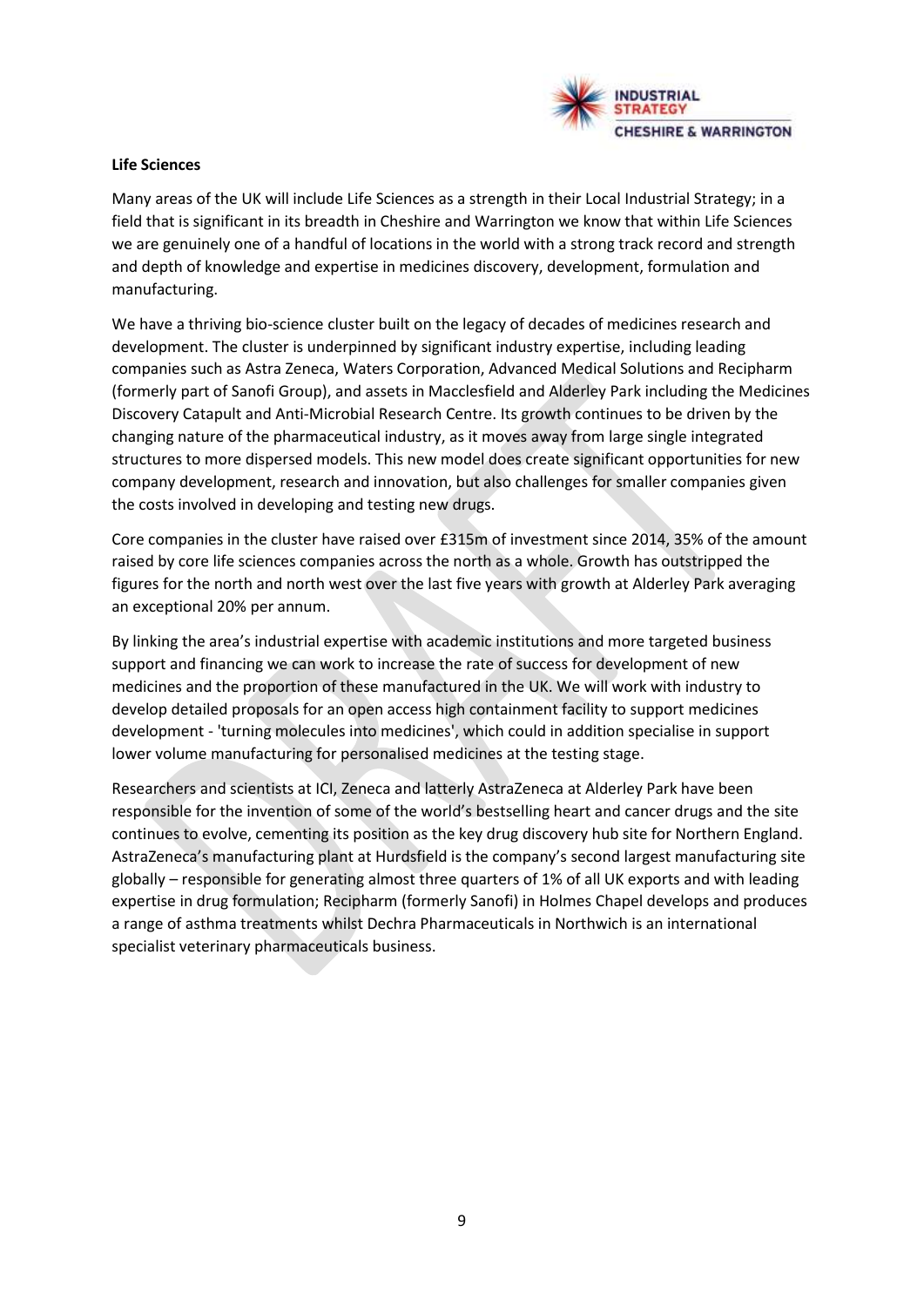**Life Sciences**

Many areas of the UK will include Life Sciences as a strength in their Local Industrial Strategy; in a field that is significant in its breadth in Cheshire and Warrington we know that within Life Sciences we are genuinely one of a handful of locations in the world with a strong track record and strength and depth of knowledge and expertise in medicines discovery, development, formulation and manufacturing.

We have a thriving bio-science cluster built on the legacy of decades of medicines research and development. The cluster is underpinned by significant industry expertise, including leading companies such as Astra Zeneca, Waters Corporation, Advanced Medical Solutions and Recipharm (formerly part of Sanofi Group), and assets in Macclesfield and Alderley Park including the Medicines Discovery Catapult and Anti-Microbial Research Centre. Its growth continues to be driven by the changing nature of the pharmaceutical industry, as it moves away from large single integrated structures to more dispersed models. This new model does create significant opportunities for new company development, research and innovation, but also challenges for smaller companies given the costs involved in developing and testing new drugs.

Core companies in the cluster have raised over £315m of investment since 2014, 35% of the amount raised by core life sciences companies across the north as a whole. Growth has outstripped the figures for the north and north west over the last five years with growth at Alderley Park averaging an exceptional 20% per annum.

By linking the area's industrial expertise with academic institutions and more targeted business support and financing we can work to increase the rate of success for development of new medicines and the proportion of these manufactured in the UK. We will work with industry to develop detailed proposals for an open access high containment facility to support medicines development - 'turning molecules into medicines', which could in addition specialise in support lower volume manufacturing for personalised medicines at the testing stage.

Researchers and scientists at ICI, Zeneca and latterly AstraZeneca at Alderley Park have been responsible for the invention of some of the world's bestselling heart and cancer drugs and the site continues to evolve, cementing its position as the key drug discovery hub site for Northern England. AstraZeneca's manufacturing plant at Hurdsfield is the company's second largest manufacturing site globally – responsible for generating almost three quarters of 1% of all UK exports and with leading expertise in drug formulation; Recipharm (formerly Sanofi) in Holmes Chapel develops and produces a range of asthma treatments whilst Dechra Pharmaceuticals in Northwich is an international specialist veterinary pharmaceuticals business.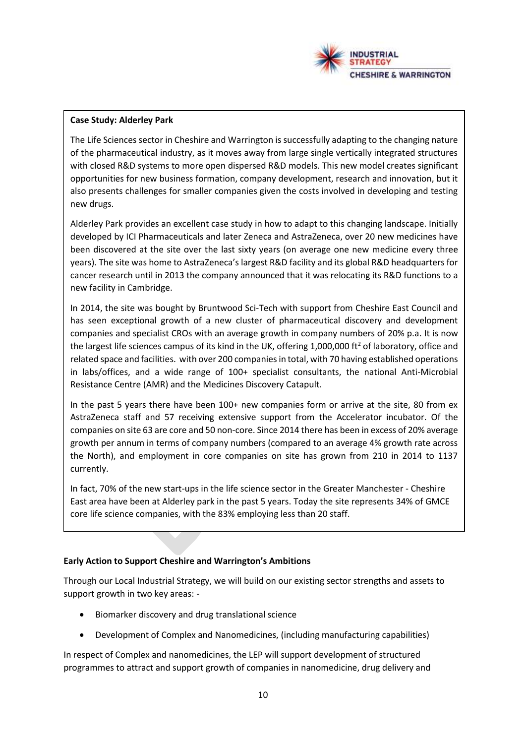**Case Study: Alderley Park**

The Life Sciences sector in Cheshire and Warrington is successfully adapting to the changing nature of the pharmaceutical industry, as it moves away from large single vertically integrated structures with closed R&D systems to more open dispersed R&D models. This new model creates significant opportunities for new business formation, company development, research and innovation, but it also presents challenges for smaller companies given the costs involved in developing and testing new drugs.

Alderley Park provides an excellent case study in how to adapt to this changing landscape. Initially developed by ICI Pharmaceuticals and later Zeneca and AstraZeneca, over 20 new medicines have been discovered at the site over the last sixty years (on average one new medicine every three years). The site was home to AstraZeneca's largest R&D facility and its global R&D headquarters for cancer research until in 2013 the company announced that it was relocating its R&D functions to a new facility in Cambridge.

In 2014, the site was bought by Bruntwood Sci-Tech with support from Cheshire East Council and has seen exceptional growth of a new cluster of pharmaceutical discovery and development companies and specialist CROs with an average growth in company numbers of 20% p.a. It is now the largest life sciences campus of its kind in the UK, offering 1,000,000 $ft^2$ of laboratory, office and related space and facilities. with over 200 companies in total, with 70 having established operations in labs/offices, and a wide range of 100+ specialist consultants, the national Anti-Microbial Resistance Centre (AMR) and the Medicines Discovery Catapult.

In the past 5 years there have been 100+ new companies form or arrive at the site, 80 from ex AstraZeneca staff and 57 receiving extensive support from the Accelerator incubator. Of the companies on site 63 are core and 50 non-core. Since 2014 there has been in excess of 20% average growth per annum in terms of company numbers (compared to an average 4% growth rate across the North), and employment in core companies on site has grown from 210 in 2014 to 1137 currently.

In fact, 70% of the new start-ups in the life science sector in the Greater Manchester - Cheshire East area have been at Alderley park in the past 5 years. Today the site represents 34% of GMCE core life science companies, with the 83% employing less than 20 staff.

**Early Action to Support Cheshire and Warrington's Ambitions**

Through our Local Industrial Strategy, we will build on our existing sector strengths and assets to support growth in two key areas: -

- Biomarker discovery and drug translational science
- Development of Complex and Nanomedicines, (including manufacturing capabilities)

In respect of Complex and nanomedicines, the LEP will support development of structured programmes to attract and support growth of companies in nanomedicine, drug delivery and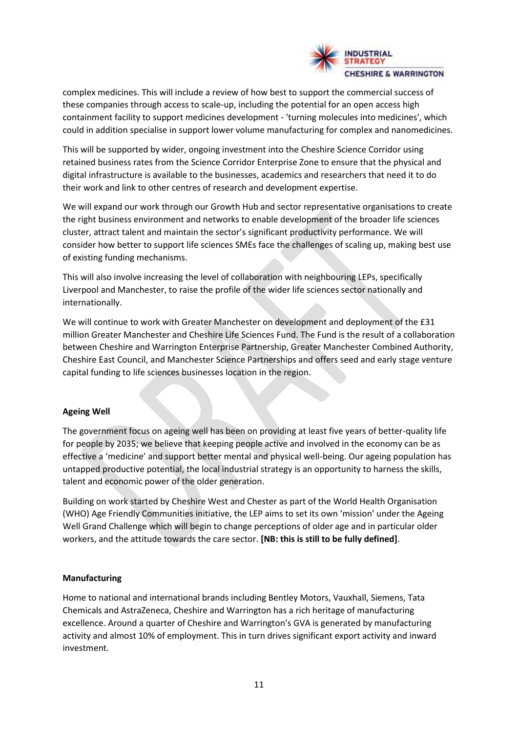complex medicines. This will include a review of how best to support the commercial success of these companies through access to scale-up, including the potential for an open access high containment facility to support medicines development - 'turning molecules into medicines', which could in addition specialise in support lower volume manufacturing for complex and nanomedicines.

This will be supported by wider, ongoing investment into the Cheshire Science Corridor using retained business rates from the Science Corridor Enterprise Zone to ensure that the physical and digital infrastructure is available to the businesses, academics and researchers that need it to do their work and link to other centres of research and development expertise.

We will expand our work through our Growth Hub and sector representative organisations to create the right business environment and networks to enable development of the broader life sciences cluster, attract talent and maintain the sector's significant productivity performance. We will consider how better to support life sciences SMEs face the challenges of scaling up, making best use of existing funding mechanisms.

This will also involve increasing the level of collaboration with neighbouring LEPs, specifically Liverpool and Manchester, to raise the profile of the wider life sciences sector nationally and internationally.

We will continue to work with Greater Manchester on development and deployment of the £31 million Greater Manchester and Cheshire Life Sciences Fund. The Fund is the result of a collaboration between Cheshire and Warrington Enterprise Partnership, Greater Manchester Combined Authority, Cheshire East Council, and Manchester Science Partnerships and offers seed and early stage venture capital funding to life sciences businesses location in the region.

**Ageing Well**

The government focus on ageing well has been on providing at least five years of better-quality life for people by 2035; we believe that keeping people active and involved in the economy can be as effective a 'medicine' and support better mental and physical well-being. Our ageing population has untapped productive potential, the local industrial strategy is an opportunity to harness the skills, talent and economic power of the older generation.

Building on work started by Cheshire West and Chester as part of the World Health Organisation (WHO) Age Friendly Communities initiative, the LEP aims to set its own 'mission' under the Ageing Well Grand Challenge which will begin to change perceptions of older age and in particular older workers, and the attitude towards the care sector. **[NB: this is still to be fully defined]**.

**Manufacturing**

Home to national and international brands including Bentley Motors, Vauxhall, Siemens, Tata Chemicals and AstraZeneca, Cheshire and Warrington has a rich heritage of manufacturing excellence. Around a quarter of Cheshire and Warrington's GVA is generated by manufacturing activity and almost 10% of employment. This in turn drives significant export activity and inward investment.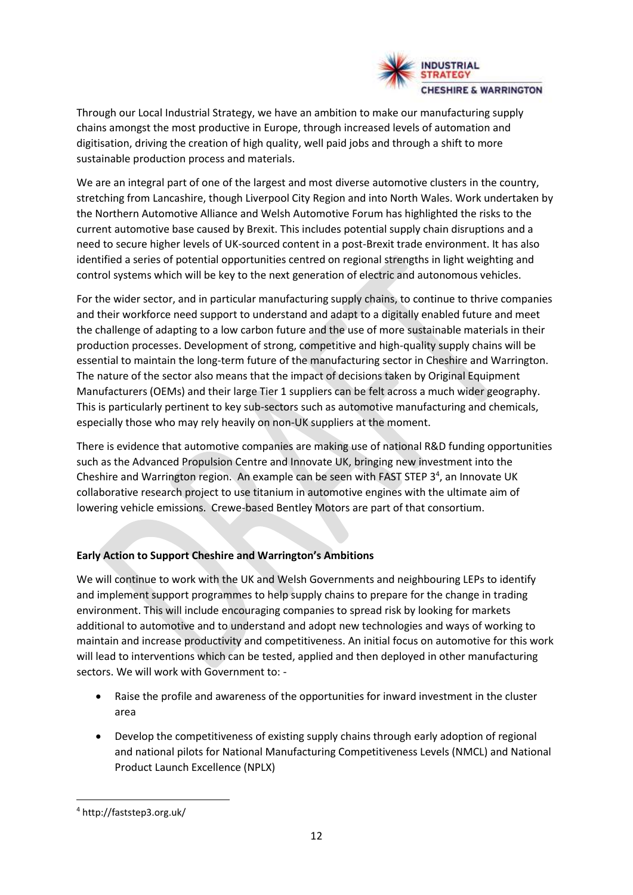Through our Local Industrial Strategy, we have an ambition to make our manufacturing supply chains amongst the most productive in Europe, through increased levels of automation and digitisation, driving the creation of high quality, well paid jobs and through a shift to more sustainable production process and materials.

We are an integral part of one of the largest and most diverse automotive clusters in the country, stretching from Lancashire, though Liverpool City Region and into North Wales. Work undertaken by the Northern Automotive Alliance and Welsh Automotive Forum has highlighted the risks to the current automotive base caused by Brexit. This includes potential supply chain disruptions and a need to secure higher levels of UK-sourced content in a post-Brexit trade environment. It has also identified a series of potential opportunities centred on regional strengths in light weighting and control systems which will be key to the next generation of electric and autonomous vehicles.

For the wider sector, and in particular manufacturing supply chains, to continue to thrive companies and their workforce need support to understand and adapt to a digitally enabled future and meet the challenge of adapting to a low carbon future and the use of more sustainable materials in their production processes. Development of strong, competitive and high-quality supply chains will be essential to maintain the long-term future of the manufacturing sector in Cheshire and Warrington. The nature of the sector also means that the impact of decisions taken by Original Equipment Manufacturers (OEMs) and their large Tier 1 suppliers can be felt across a much wider geography. This is particularly pertinent to key sub-sectors such as automotive manufacturing and chemicals, especially those who may rely heavily on non-UK suppliers at the moment.

There is evidence that automotive companies are making use of national R&D funding opportunities such as the Advanced Propulsion Centre and Innovate UK, bringing new investment into the Cheshire and Warrington region. An example can be seen with FAST STEP 3[4], an Innovate UK collaborative research project to use titanium in automotive engines with the ultimate aim of lowering vehicle emissions. Crewe-based Bentley Motors are part of that consortium.

**Early Action to Support Cheshire and Warrington's Ambitions**

We will continue to work with the UK and Welsh Governments and neighbouring LEPs to identify and implement support programmes to help supply chains to prepare for the change in trading environment. This will include encouraging companies to spread risk by looking for markets additional to automotive and to understand and adopt new technologies and ways of working to maintain and increase productivity and competitiveness. An initial focus on automotive for this work will lead to interventions which can be tested, applied and then deployed in other manufacturing sectors. We will work with Government to: -

- Raise the profile and awareness of the opportunities for inward investment in the cluster area
- Develop the competitiveness of existing supply chains through early adoption of regional and national pilots for National Manufacturing Competitiveness Levels (NMCL) and National Product Launch Excellence (NPLX)

[4] http://faststep3.org.uk/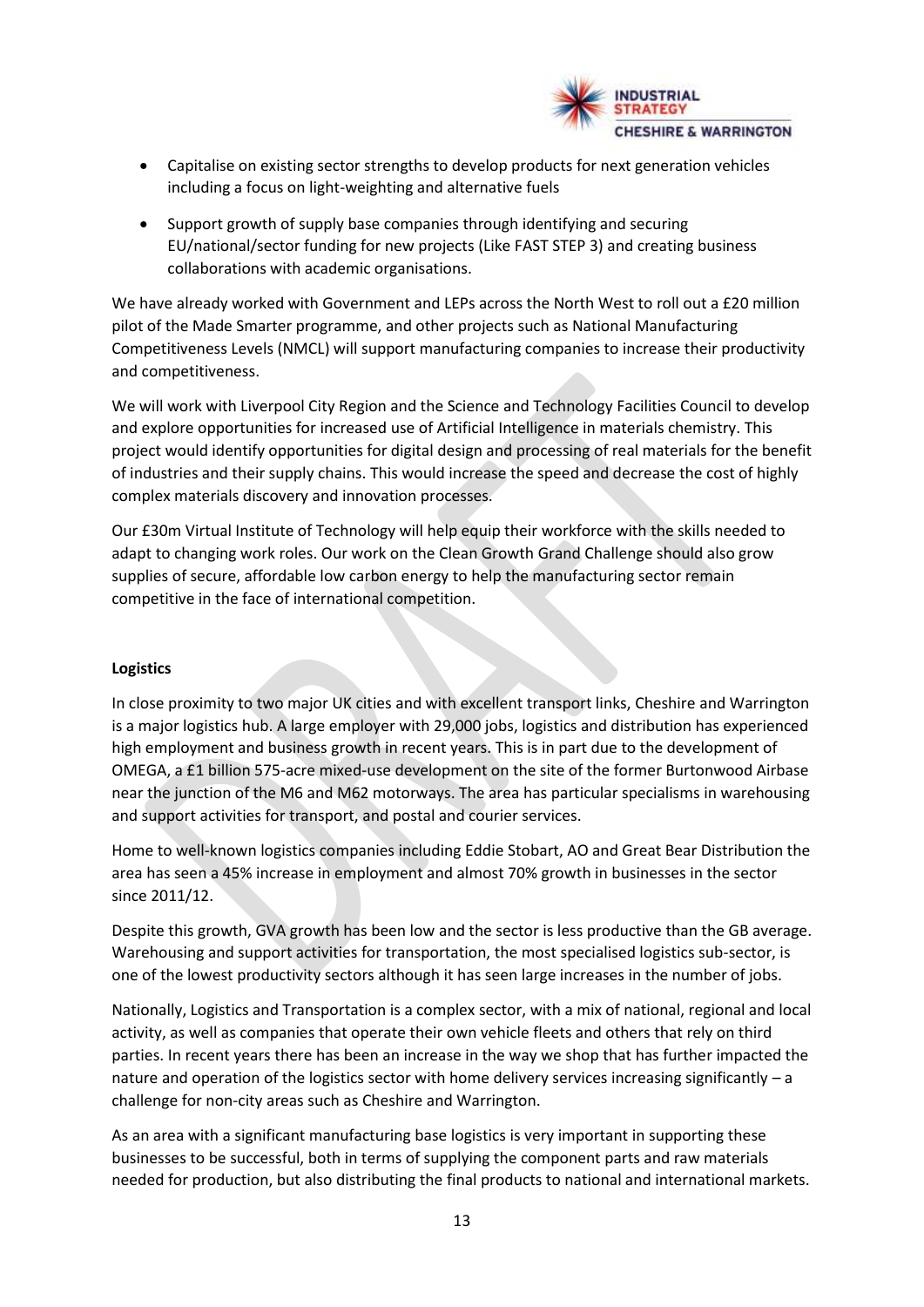- Capitalise on existing sector strengths to develop products for next generation vehicles including a focus on light-weighting and alternative fuels
- Support growth of supply base companies through identifying and securing EU/national/sector funding for new projects (Like FAST STEP 3) and creating business collaborations with academic organisations.

We have already worked with Government and LEPs across the North West to roll out a £20 million pilot of the Made Smarter programme, and other projects such as National Manufacturing Competitiveness Levels (NMCL) will support manufacturing companies to increase their productivity and competitiveness.

We will work with Liverpool City Region and the Science and Technology Facilities Council to develop and explore opportunities for increased use of Artificial Intelligence in materials chemistry. This project would identify opportunities for digital design and processing of real materials for the benefit of industries and their supply chains. This would increase the speed and decrease the cost of highly complex materials discovery and innovation processes.

Our £30m Virtual Institute of Technology will help equip their workforce with the skills needed to adapt to changing work roles. Our work on the Clean Growth Grand Challenge should also grow supplies of secure, affordable low carbon energy to help the manufacturing sector remain competitive in the face of international competition.

**Logistics**

In close proximity to two major UK cities and with excellent transport links, Cheshire and Warrington is a major logistics hub. A large employer with 29,000 jobs, logistics and distribution has experienced high employment and business growth in recent years. This is in part due to the development of OMEGA, a £1 billion 575-acre mixed-use development on the site of the former Burtonwood Airbase near the junction of the M6 and M62 motorways. The area has particular specialisms in warehousing and support activities for transport, and postal and courier services.

Home to well-known logistics companies including Eddie Stobart, AO and Great Bear Distribution the area has seen a 45% increase in employment and almost 70% growth in businesses in the sector since 2011/12.

Despite this growth, GVA growth has been low and the sector is less productive than the GB average. Warehousing and support activities for transportation, the most specialised logistics sub-sector, is one of the lowest productivity sectors although it has seen large increases in the number of jobs.

Nationally, Logistics and Transportation is a complex sector, with a mix of national, regional and local activity, as well as companies that operate their own vehicle fleets and others that rely on third parties. In recent years there has been an increase in the way we shop that has further impacted the nature and operation of the logistics sector with home delivery services increasing significantly – a challenge for non-city areas such as Cheshire and Warrington.

As an area with a significant manufacturing base logistics is very important in supporting these businesses to be successful, both in terms of supplying the component parts and raw materials needed for production, but also distributing the final products to national and international markets.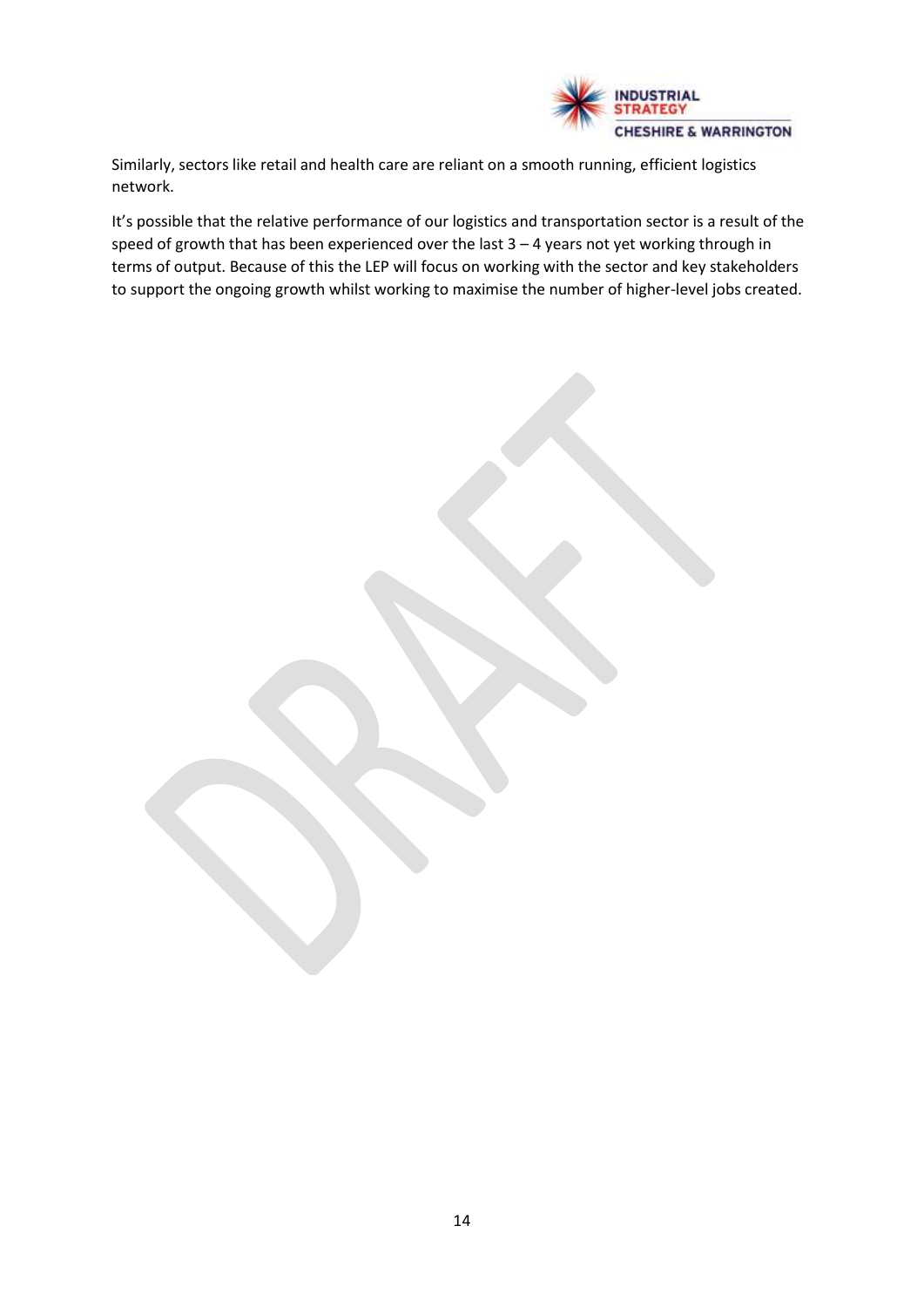Similarly, sectors like retail and health care are reliant on a smooth running, efficient logistics network.

It's possible that the relative performance of our logistics and transportation sector is a result of the speed of growth that has been experienced over the last 3 – 4 years not yet working through in terms of output. Because of this the LEP will focus on working with the sector and key stakeholders to support the ongoing growth whilst working to maximise the number of higher-level jobs created.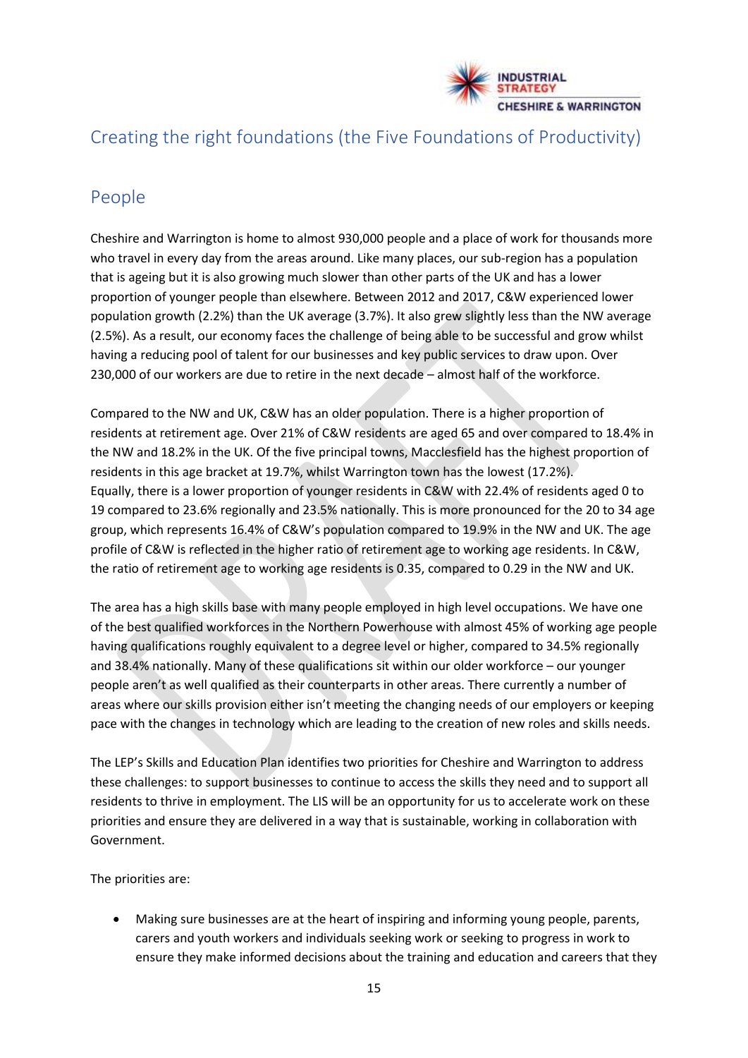## Creating the right foundations (the Five Foundations of Productivity)

## People

Cheshire and Warrington is home to almost 930,000 people and a place of work for thousands more who travel in every day from the areas around. Like many places, our sub-region has a population that is ageing but it is also growing much slower than other parts of the UK and has a lower proportion of younger people than elsewhere. Between 2012 and 2017, C&W experienced lower population growth (2.2%) than the UK average (3.7%). It also grew slightly less than the NW average (2.5%). As a result, our economy faces the challenge of being able to be successful and grow whilst having a reducing pool of talent for our businesses and key public services to draw upon. Over 230,000 of our workers are due to retire in the next decade – almost half of the workforce.

Compared to the NW and UK, C&W has an older population. There is a higher proportion of residents at retirement age. Over 21% of C&W residents are aged 65 and over compared to 18.4% in the NW and 18.2% in the UK. Of the five principal towns, Macclesfield has the highest proportion of residents in this age bracket at 19.7%, whilst Warrington town has the lowest (17.2%). Equally, there is a lower proportion of younger residents in C&W with 22.4% of residents aged 0 to 19 compared to 23.6% regionally and 23.5% nationally. This is more pronounced for the 20 to 34 age group, which represents 16.4% of C&W's population compared to 19.9% in the NW and UK. The age profile of C&W is reflected in the higher ratio of retirement age to working age residents. In C&W, the ratio of retirement age to working age residents is 0.35, compared to 0.29 in the NW and UK.

The area has a high skills base with many people employed in high level occupations. We have one of the best qualified workforces in the Northern Powerhouse with almost 45% of working age people having qualifications roughly equivalent to a degree level or higher, compared to 34.5% regionally and 38.4% nationally. Many of these qualifications sit within our older workforce – our younger people aren't as well qualified as their counterparts in other areas. There currently a number of areas where our skills provision either isn't meeting the changing needs of our employers or keeping pace with the changes in technology which are leading to the creation of new roles and skills needs.

The LEP's Skills and Education Plan identifies two priorities for Cheshire and Warrington to address these challenges: to support businesses to continue to access the skills they need and to support all residents to thrive in employment. The LIS will be an opportunity for us to accelerate work on these priorities and ensure they are delivered in a way that is sustainable, working in collaboration with Government.

The priorities are:

- Making sure businesses are at the heart of inspiring and informing young people, parents, carers and youth workers and individuals seeking work or seeking to progress in work to ensure they make informed decisions about the training and education and careers that they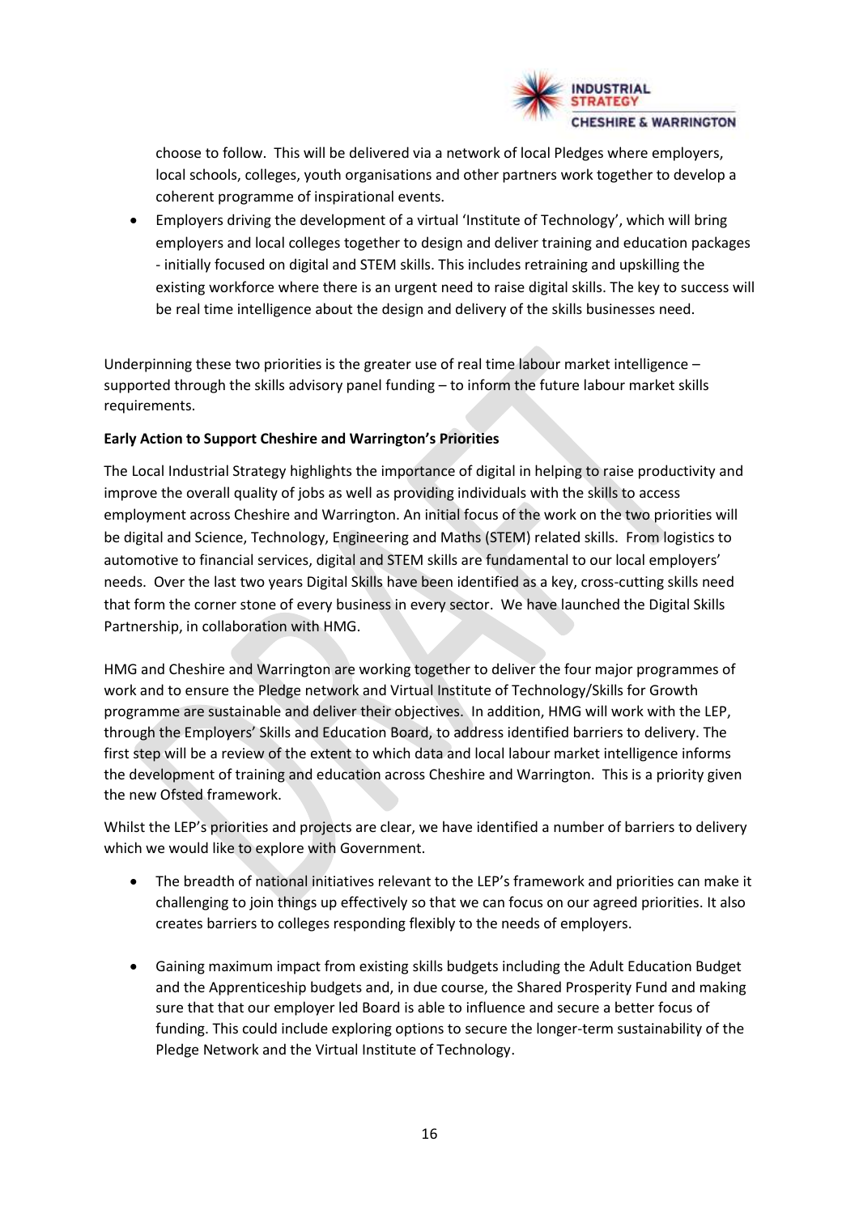choose to follow. This will be delivered via a network of local Pledges where employers, local schools, colleges, youth organisations and other partners work together to develop a coherent programme of inspirational events.

- Employers driving the development of a virtual 'Institute of Technology', which will bring employers and local colleges together to design and deliver training and education packages - initially focused on digital and STEM skills. This includes retraining and upskilling the existing workforce where there is an urgent need to raise digital skills. The key to success will be real time intelligence about the design and delivery of the skills businesses need.

Underpinning these two priorities is the greater use of real time labour market intelligence – supported through the skills advisory panel funding – to inform the future labour market skills requirements.

**Early Action to Support Cheshire and Warrington's Priorities**

The Local Industrial Strategy highlights the importance of digital in helping to raise productivity and improve the overall quality of jobs as well as providing individuals with the skills to access employment across Cheshire and Warrington. An initial focus of the work on the two priorities will be digital and Science, Technology, Engineering and Maths (STEM) related skills. From logistics to automotive to financial services, digital and STEM skills are fundamental to our local employers' needs. Over the last two years Digital Skills have been identified as a key, cross-cutting skills need that form the corner stone of every business in every sector. We have launched the Digital Skills Partnership, in collaboration with HMG.

HMG and Cheshire and Warrington are working together to deliver the four major programmes of work and to ensure the Pledge network and Virtual Institute of Technology/Skills for Growth programme are sustainable and deliver their objectives. In addition, HMG will work with the LEP, through the Employers' Skills and Education Board, to address identified barriers to delivery. The first step will be a review of the extent to which data and local labour market intelligence informs the development of training and education across Cheshire and Warrington. This is a priority given the new Ofsted framework.

Whilst the LEP's priorities and projects are clear, we have identified a number of barriers to delivery which we would like to explore with Government.

- The breadth of national initiatives relevant to the LEP's framework and priorities can make it challenging to join things up effectively so that we can focus on our agreed priorities. It also creates barriers to colleges responding flexibly to the needs of employers.

- Gaining maximum impact from existing skills budgets including the Adult Education Budget and the Apprenticeship budgets and, in due course, the Shared Prosperity Fund and making sure that that our employer led Board is able to influence and secure a better focus of funding. This could include exploring options to secure the longer-term sustainability of the Pledge Network and the Virtual Institute of Technology.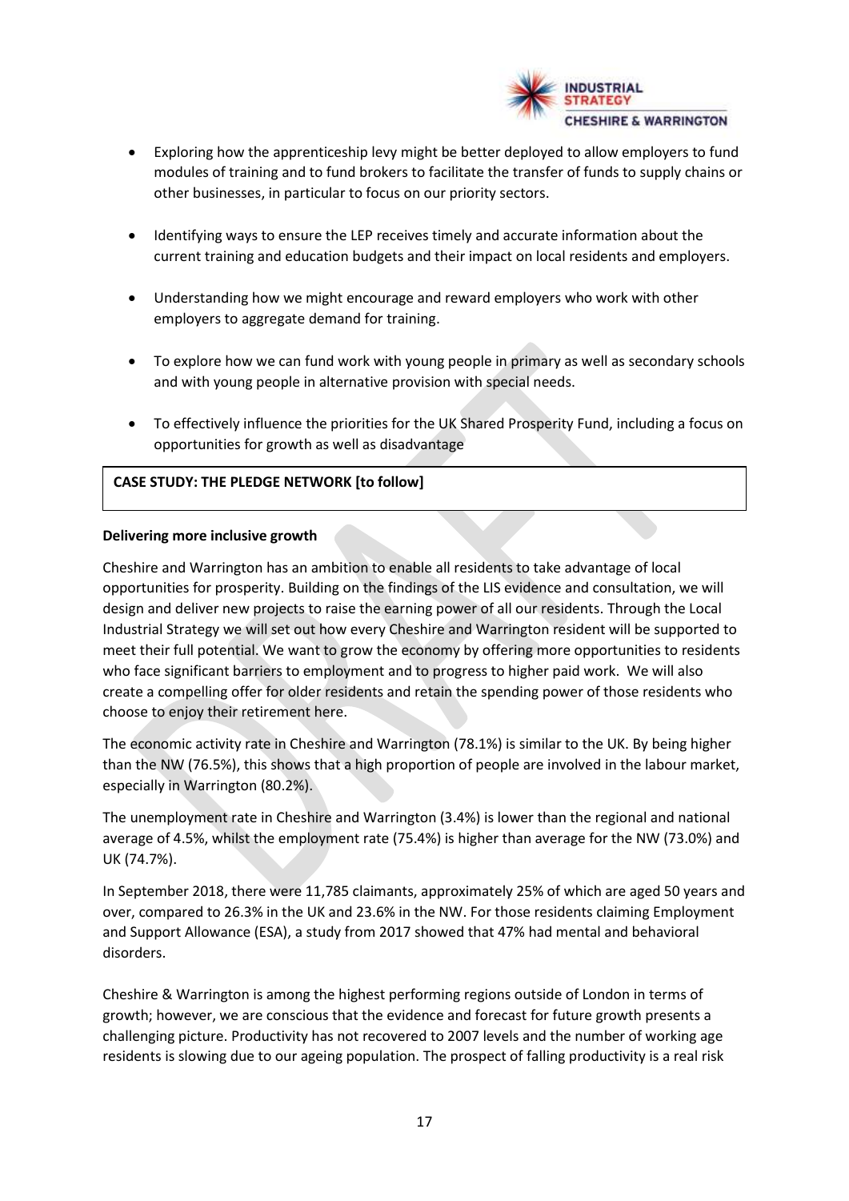- Exploring how the apprenticeship levy might be better deployed to allow employers to fund modules of training and to fund brokers to facilitate the transfer of funds to supply chains or other businesses, in particular to focus on our priority sectors.

- Identifying ways to ensure the LEP receives timely and accurate information about the current training and education budgets and their impact on local residents and employers.

- Understanding how we might encourage and reward employers who work with other employers to aggregate demand for training.

- To explore how we can fund work with young people in primary as well as secondary schools and with young people in alternative provision with special needs.

- To effectively influence the priorities for the UK Shared Prosperity Fund, including a focus on opportunities for growth as well as disadvantage

**CASE STUDY: THE PLEDGE NETWORK [to follow]**

**Delivering more inclusive growth**

Cheshire and Warrington has an ambition to enable all residents to take advantage of local opportunities for prosperity. Building on the findings of the LIS evidence and consultation, we will design and deliver new projects to raise the earning power of all our residents. Through the Local Industrial Strategy we will set out how every Cheshire and Warrington resident will be supported to meet their full potential. We want to grow the economy by offering more opportunities to residents who face significant barriers to employment and to progress to higher paid work. We will also create a compelling offer for older residents and retain the spending power of those residents who choose to enjoy their retirement here.

The economic activity rate in Cheshire and Warrington (78.1%) is similar to the UK. By being higher than the NW (76.5%), this shows that a high proportion of people are involved in the labour market, especially in Warrington (80.2%).

The unemployment rate in Cheshire and Warrington (3.4%) is lower than the regional and national average of 4.5%, whilst the employment rate (75.4%) is higher than average for the NW (73.0%) and UK (74.7%).

In September 2018, there were 11,785 claimants, approximately 25% of which are aged 50 years and over, compared to 26.3% in the UK and 23.6% in the NW. For those residents claiming Employment and Support Allowance (ESA), a study from 2017 showed that 47% had mental and behavioral disorders.

Cheshire & Warrington is among the highest performing regions outside of London in terms of growth; however, we are conscious that the evidence and forecast for future growth presents a challenging picture. Productivity has not recovered to 2007 levels and the number of working age residents is slowing due to our ageing population. The prospect of falling productivity is a real risk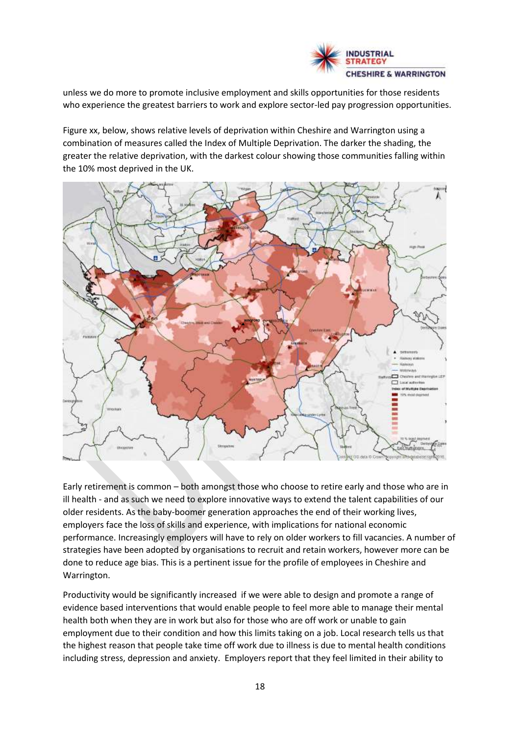unless we do more to promote inclusive employment and skills opportunities for those residents who experience the greatest barriers to work and explore sector-led pay progression opportunities.

Figure xx, below, shows relative levels of deprivation within Cheshire and Warrington using a combination of measures called the Index of Multiple Deprivation. The darker the shading, the greater the relative deprivation, with the darkest colour showing those communities falling within the 10% most deprived in the UK.

Early retirement is common – both amongst those who choose to retire early and those who are in ill health - and as such we need to explore innovative ways to extend the talent capabilities of our older residents. As the baby-boomer generation approaches the end of their working lives, employers face the loss of skills and experience, with implications for national economic performance. Increasingly employers will have to rely on older workers to fill vacancies. A number of strategies have been adopted by organisations to recruit and retain workers, however more can be done to reduce age bias. This is a pertinent issue for the profile of employees in Cheshire and Warrington.

Productivity would be significantly increased if we were able to design and promote a range of evidence based interventions that would enable people to feel more able to manage their mental health both when they are in work but also for those who are off work or unable to gain employment due to their condition and how this limits taking on a job. Local research tells us that the highest reason that people take time off work due to illness is due to mental health conditions including stress, depression and anxiety. Employers report that they feel limited in their ability to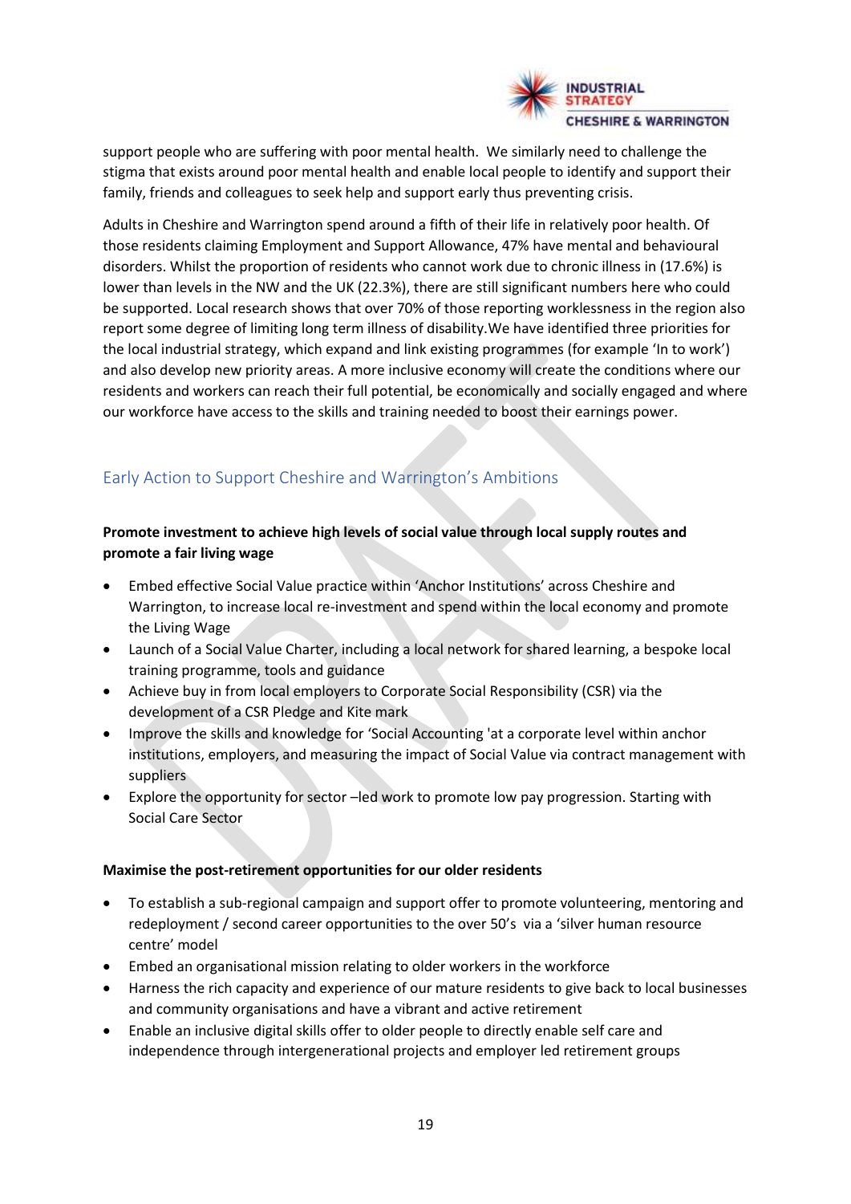support people who are suffering with poor mental health. We similarly need to challenge the stigma that exists around poor mental health and enable local people to identify and support their family, friends and colleagues to seek help and support early thus preventing crisis.

Adults in Cheshire and Warrington spend around a fifth of their life in relatively poor health. Of those residents claiming Employment and Support Allowance, 47% have mental and behavioural disorders. Whilst the proportion of residents who cannot work due to chronic illness in (17.6%) is lower than levels in the NW and the UK (22.3%), there are still significant numbers here who could be supported. Local research shows that over 70% of those reporting worklessness in the region also report some degree of limiting long term illness of disability.We have identified three priorities for the local industrial strategy, which expand and link existing programmes (for example 'In to work') and also develop new priority areas. A more inclusive economy will create the conditions where our residents and workers can reach their full potential, be economically and socially engaged and where our workforce have access to the skills and training needed to boost their earnings power.

## Early Action to Support Cheshire and Warrington's Ambitions

**Promote investment to achieve high levels of social value through local supply routes and promote a fair living wage**

- Embed effective Social Value practice within 'Anchor Institutions' across Cheshire and Warrington, to increase local re-investment and spend within the local economy and promote the Living Wage
- Launch of a Social Value Charter, including a local network for shared learning, a bespoke local training programme, tools and guidance
- Achieve buy in from local employers to Corporate Social Responsibility (CSR) via the development of a CSR Pledge and Kite mark
- Improve the skills and knowledge for 'Social Accounting 'at a corporate level within anchor institutions, employers, and measuring the impact of Social Value via contract management with suppliers
- Explore the opportunity for sector –led work to promote low pay progression. Starting with Social Care Sector

**Maximise the post-retirement opportunities for our older residents**

- To establish a sub-regional campaign and support offer to promote volunteering, mentoring and redeployment / second career opportunities to the over 50's via a 'silver human resource centre' model
- Embed an organisational mission relating to older workers in the workforce
- Harness the rich capacity and experience of our mature residents to give back to local businesses and community organisations and have a vibrant and active retirement
- Enable an inclusive digital skills offer to older people to directly enable self care and independence through intergenerational projects and employer led retirement groups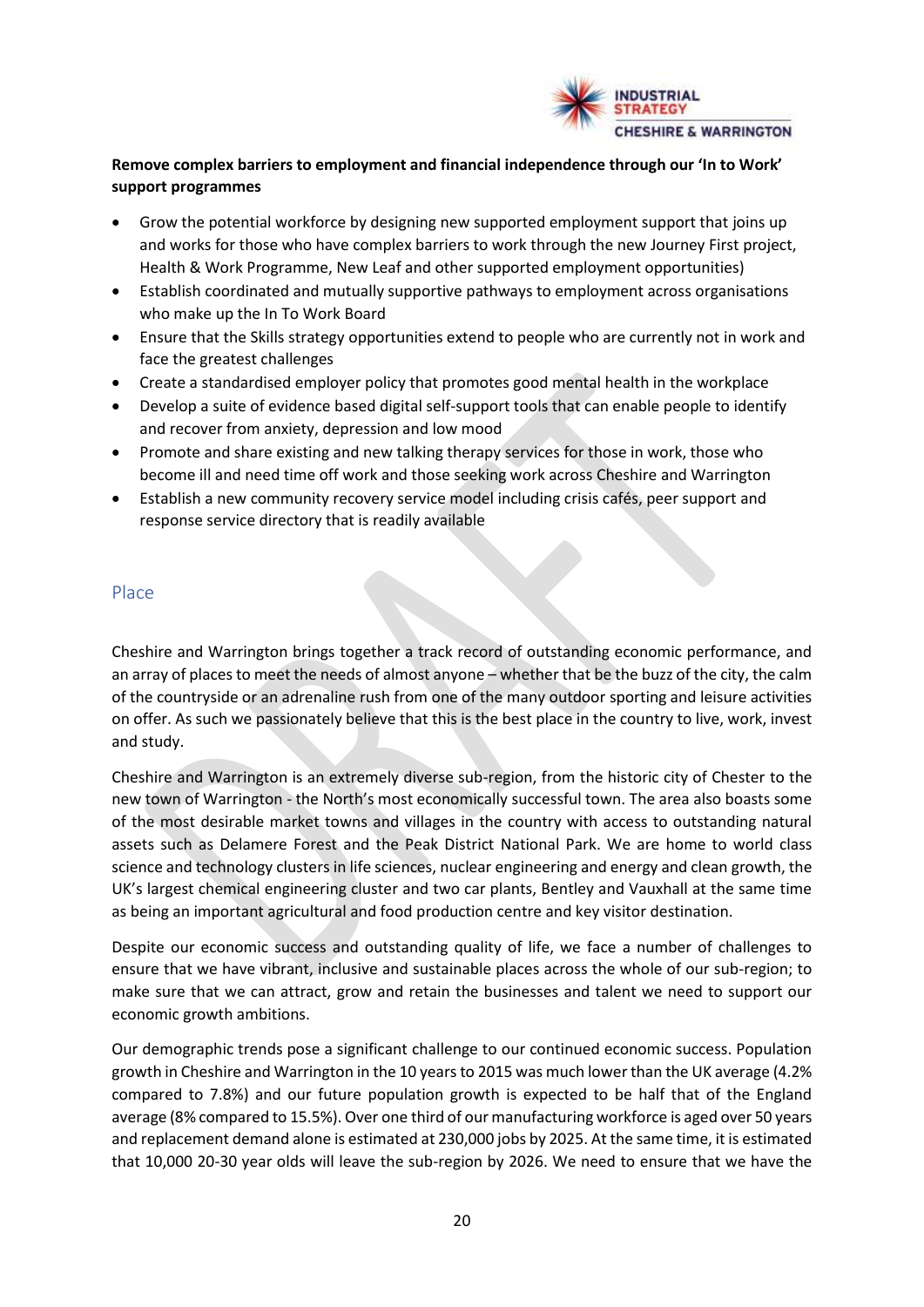**Remove complex barriers to employment and financial independence through our 'In to Work' support programmes**

- Grow the potential workforce by designing new supported employment support that joins up and works for those who have complex barriers to work through the new Journey First project, Health & Work Programme, New Leaf and other supported employment opportunities)
- Establish coordinated and mutually supportive pathways to employment across organisations who make up the In To Work Board
- Ensure that the Skills strategy opportunities extend to people who are currently not in work and face the greatest challenges
- Create a standardised employer policy that promotes good mental health in the workplace
- Develop a suite of evidence based digital self-support tools that can enable people to identify and recover from anxiety, depression and low mood
- Promote and share existing and new talking therapy services for those in work, those who become ill and need time off work and those seeking work across Cheshire and Warrington
- Establish a new community recovery service model including crisis cafés, peer support and response service directory that is readily available

## Place

Cheshire and Warrington brings together a track record of outstanding economic performance, and an array of places to meet the needs of almost anyone – whether that be the buzz of the city, the calm of the countryside or an adrenaline rush from one of the many outdoor sporting and leisure activities on offer. As such we passionately believe that this is the best place in the country to live, work, invest and study.

Cheshire and Warrington is an extremely diverse sub-region, from the historic city of Chester to the new town of Warrington - the North's most economically successful town. The area also boasts some of the most desirable market towns and villages in the country with access to outstanding natural assets such as Delamere Forest and the Peak District National Park. We are home to world class science and technology clusters in life sciences, nuclear engineering and energy and clean growth, the UK's largest chemical engineering cluster and two car plants, Bentley and Vauxhall at the same time as being an important agricultural and food production centre and key visitor destination.

Despite our economic success and outstanding quality of life, we face a number of challenges to ensure that we have vibrant, inclusive and sustainable places across the whole of our sub-region; to make sure that we can attract, grow and retain the businesses and talent we need to support our economic growth ambitions.

Our demographic trends pose a significant challenge to our continued economic success. Population growth in Cheshire and Warrington in the 10 years to 2015 was much lower than the UK average (4.2% compared to 7.8%) and our future population growth is expected to be half that of the England average (8% compared to 15.5%). Over one third of our manufacturing workforce is aged over 50 years and replacement demand alone is estimated at 230,000 jobs by 2025. At the same time, it is estimated that 10,000 20-30 year olds will leave the sub-region by 2026. We need to ensure that we have the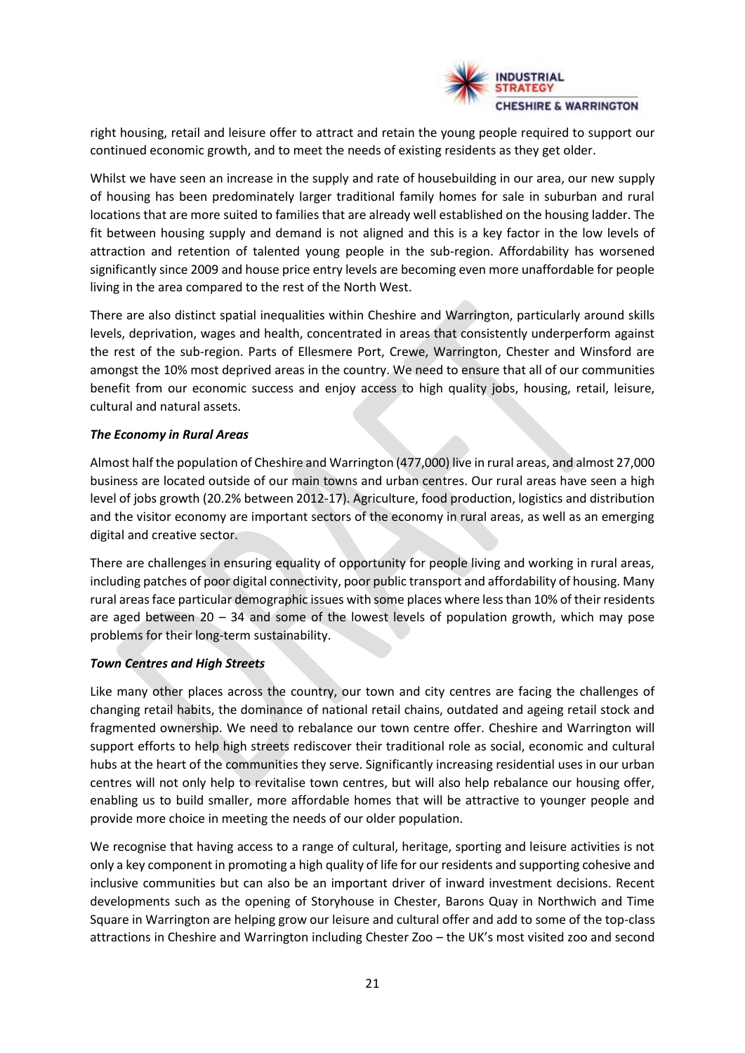right housing, retail and leisure offer to attract and retain the young people required to support our continued economic growth, and to meet the needs of existing residents as they get older.

Whilst we have seen an increase in the supply and rate of housebuilding in our area, our new supply of housing has been predominately larger traditional family homes for sale in suburban and rural locations that are more suited to families that are already well established on the housing ladder. The fit between housing supply and demand is not aligned and this is a key factor in the low levels of attraction and retention of talented young people in the sub-region. Affordability has worsened significantly since 2009 and house price entry levels are becoming even more unaffordable for people living in the area compared to the rest of the North West.

There are also distinct spatial inequalities within Cheshire and Warrington, particularly around skills levels, deprivation, wages and health, concentrated in areas that consistently underperform against the rest of the sub-region. Parts of Ellesmere Port, Crewe, Warrington, Chester and Winsford are amongst the 10% most deprived areas in the country. We need to ensure that all of our communities benefit from our economic success and enjoy access to high quality jobs, housing, retail, leisure, cultural and natural assets.

***The Economy in Rural Areas***

Almost half the population of Cheshire and Warrington (477,000) live in rural areas, and almost 27,000 business are located outside of our main towns and urban centres. Our rural areas have seen a high level of jobs growth (20.2% between 2012-17). Agriculture, food production, logistics and distribution and the visitor economy are important sectors of the economy in rural areas, as well as an emerging digital and creative sector.

There are challenges in ensuring equality of opportunity for people living and working in rural areas, including patches of poor digital connectivity, poor public transport and affordability of housing. Many rural areas face particular demographic issues with some places where less than 10% of their residents are aged between 20 – 34 and some of the lowest levels of population growth, which may pose problems for their long-term sustainability.

***Town Centres and High Streets***

Like many other places across the country, our town and city centres are facing the challenges of changing retail habits, the dominance of national retail chains, outdated and ageing retail stock and fragmented ownership. We need to rebalance our town centre offer. Cheshire and Warrington will support efforts to help high streets rediscover their traditional role as social, economic and cultural hubs at the heart of the communities they serve. Significantly increasing residential uses in our urban centres will not only help to revitalise town centres, but will also help rebalance our housing offer, enabling us to build smaller, more affordable homes that will be attractive to younger people and provide more choice in meeting the needs of our older population.

We recognise that having access to a range of cultural, heritage, sporting and leisure activities is not only a key component in promoting a high quality of life for our residents and supporting cohesive and inclusive communities but can also be an important driver of inward investment decisions. Recent developments such as the opening of Storyhouse in Chester, Barons Quay in Northwich and Time Square in Warrington are helping grow our leisure and cultural offer and add to some of the top-class attractions in Cheshire and Warrington including Chester Zoo – the UK's most visited zoo and second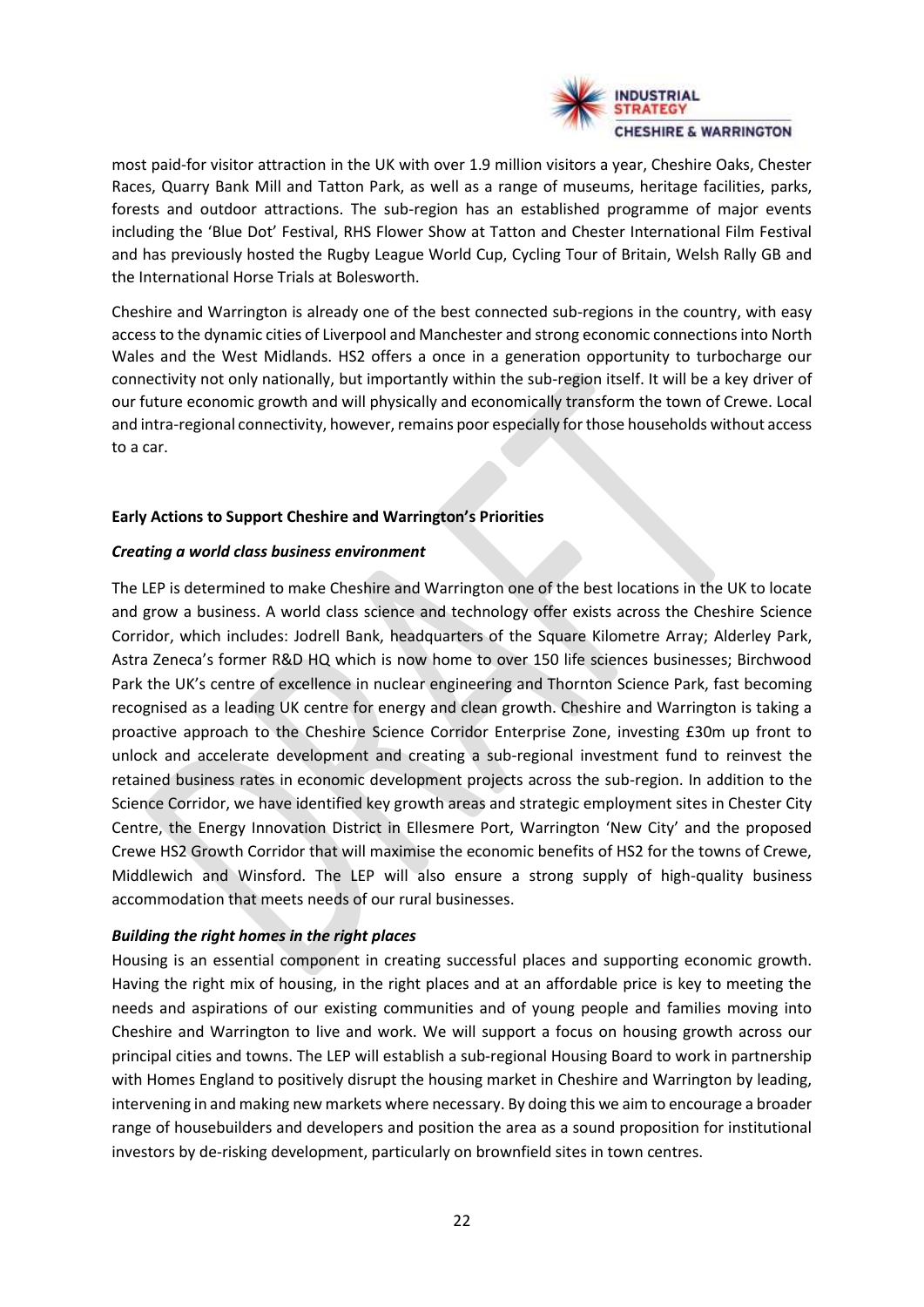most paid-for visitor attraction in the UK with over 1.9 million visitors a year, Cheshire Oaks, Chester Races, Quarry Bank Mill and Tatton Park, as well as a range of museums, heritage facilities, parks, forests and outdoor attractions. The sub-region has an established programme of major events including the 'Blue Dot' Festival, RHS Flower Show at Tatton and Chester International Film Festival and has previously hosted the Rugby League World Cup, Cycling Tour of Britain, Welsh Rally GB and the International Horse Trials at Bolesworth.

Cheshire and Warrington is already one of the best connected sub-regions in the country, with easy access to the dynamic cities of Liverpool and Manchester and strong economic connections into North Wales and the West Midlands. HS2 offers a once in a generation opportunity to turbocharge our connectivity not only nationally, but importantly within the sub-region itself. It will be a key driver of our future economic growth and will physically and economically transform the town of Crewe. Local and intra-regional connectivity, however, remains poor especially for those households without access to a car.

**Early Actions to Support Cheshire and Warrington's Priorities**

***Creating a world class business environment***

The LEP is determined to make Cheshire and Warrington one of the best locations in the UK to locate and grow a business. A world class science and technology offer exists across the Cheshire Science Corridor, which includes: Jodrell Bank, headquarters of the Square Kilometre Array; Alderley Park, Astra Zeneca's former R&D HQ which is now home to over 150 life sciences businesses; Birchwood Park the UK's centre of excellence in nuclear engineering and Thornton Science Park, fast becoming recognised as a leading UK centre for energy and clean growth. Cheshire and Warrington is taking a proactive approach to the Cheshire Science Corridor Enterprise Zone, investing £30m up front to unlock and accelerate development and creating a sub-regional investment fund to reinvest the retained business rates in economic development projects across the sub-region. In addition to the Science Corridor, we have identified key growth areas and strategic employment sites in Chester City Centre, the Energy Innovation District in Ellesmere Port, Warrington 'New City' and the proposed Crewe HS2 Growth Corridor that will maximise the economic benefits of HS2 for the towns of Crewe, Middlewich and Winsford. The LEP will also ensure a strong supply of high-quality business accommodation that meets needs of our rural businesses.

***Building the right homes in the right places***

Housing is an essential component in creating successful places and supporting economic growth. Having the right mix of housing, in the right places and at an affordable price is key to meeting the needs and aspirations of our existing communities and of young people and families moving into Cheshire and Warrington to live and work. We will support a focus on housing growth across our principal cities and towns. The LEP will establish a sub-regional Housing Board to work in partnership with Homes England to positively disrupt the housing market in Cheshire and Warrington by leading, intervening in and making new markets where necessary. By doing this we aim to encourage a broader range of housebuilders and developers and position the area as a sound proposition for institutional investors by de-risking development, particularly on brownfield sites in town centres.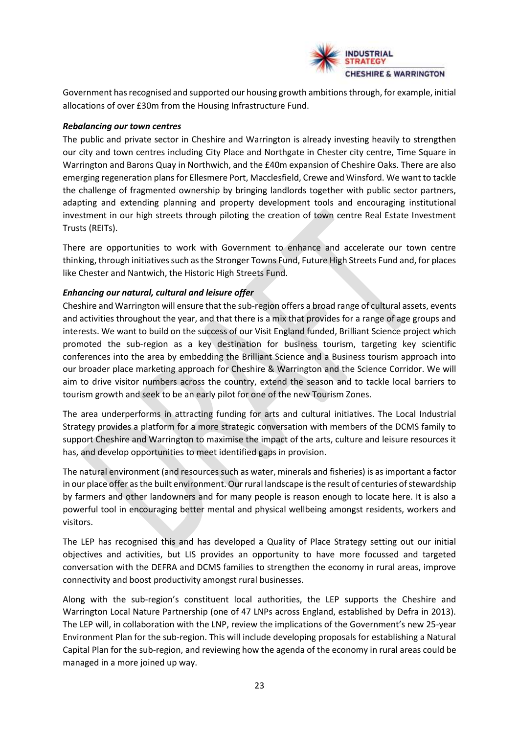Government has recognised and supported our housing growth ambitions through, for example, initial allocations of over £30m from the Housing Infrastructure Fund.

***Rebalancing our town centres***

The public and private sector in Cheshire and Warrington is already investing heavily to strengthen our city and town centres including City Place and Northgate in Chester city centre, Time Square in Warrington and Barons Quay in Northwich, and the £40m expansion of Cheshire Oaks. There are also emerging regeneration plans for Ellesmere Port, Macclesfield, Crewe and Winsford. We want to tackle the challenge of fragmented ownership by bringing landlords together with public sector partners, adapting and extending planning and property development tools and encouraging institutional investment in our high streets through piloting the creation of town centre Real Estate Investment Trusts (REITs).

There are opportunities to work with Government to enhance and accelerate our town centre thinking, through initiatives such as the Stronger Towns Fund, Future High Streets Fund and, for places like Chester and Nantwich, the Historic High Streets Fund.

***Enhancing our natural, cultural and leisure offer***

Cheshire and Warrington will ensure that the sub-region offers a broad range of cultural assets, events and activities throughout the year, and that there is a mix that provides for a range of age groups and interests. We want to build on the success of our Visit England funded, Brilliant Science project which promoted the sub-region as a key destination for business tourism, targeting key scientific conferences into the area by embedding the Brilliant Science and a Business tourism approach into our broader place marketing approach for Cheshire & Warrington and the Science Corridor. We will aim to drive visitor numbers across the country, extend the season and to tackle local barriers to tourism growth and seek to be an early pilot for one of the new Tourism Zones.

The area underperforms in attracting funding for arts and cultural initiatives. The Local Industrial Strategy provides a platform for a more strategic conversation with members of the DCMS family to support Cheshire and Warrington to maximise the impact of the arts, culture and leisure resources it has, and develop opportunities to meet identified gaps in provision.

The natural environment (and resources such as water, minerals and fisheries) is as important a factor in our place offer as the built environment. Our rural landscape is the result of centuries of stewardship by farmers and other landowners and for many people is reason enough to locate here. It is also a powerful tool in encouraging better mental and physical wellbeing amongst residents, workers and visitors.

The LEP has recognised this and has developed a Quality of Place Strategy setting out our initial objectives and activities, but LIS provides an opportunity to have more focussed and targeted conversation with the DEFRA and DCMS families to strengthen the economy in rural areas, improve connectivity and boost productivity amongst rural businesses.

Along with the sub-region's constituent local authorities, the LEP supports the Cheshire and Warrington Local Nature Partnership (one of 47 LNPs across England, established by Defra in 2013). The LEP will, in collaboration with the LNP, review the implications of the Government's new 25-year Environment Plan for the sub-region. This will include developing proposals for establishing a Natural Capital Plan for the sub-region, and reviewing how the agenda of the economy in rural areas could be managed in a more joined up way.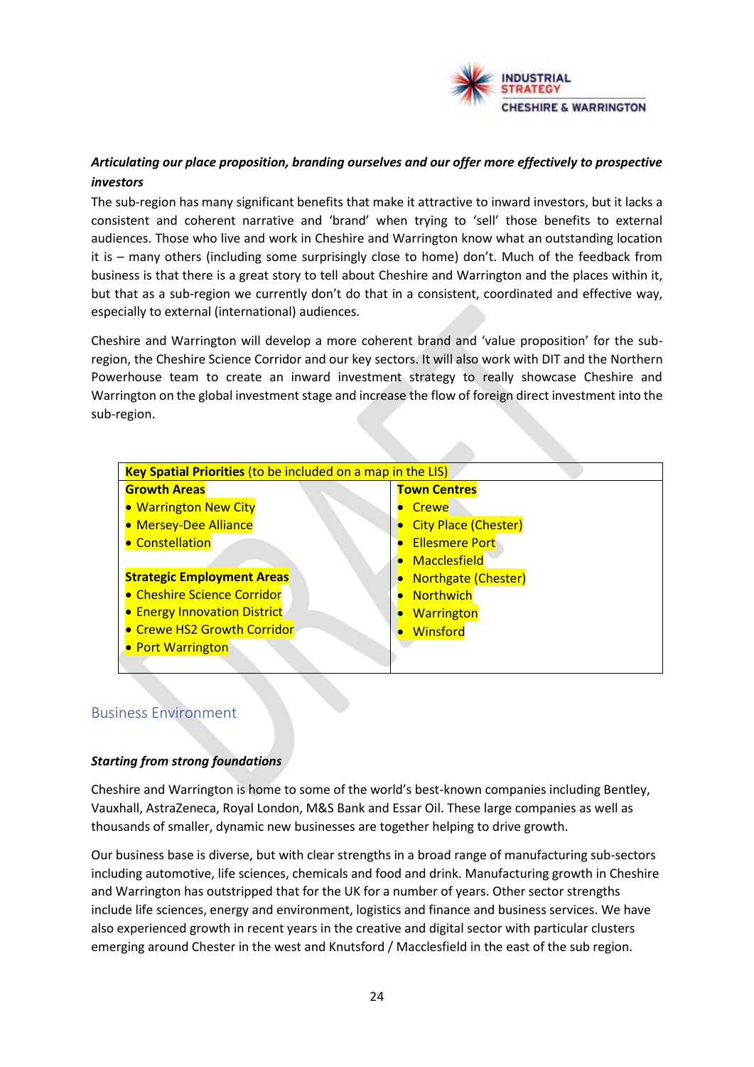***Articulating our place proposition, branding ourselves and our offer more effectively to prospective investors***

The sub-region has many significant benefits that make it attractive to inward investors, but it lacks a consistent and coherent narrative and 'brand' when trying to 'sell' those benefits to external audiences. Those who live and work in Cheshire and Warrington know what an outstanding location it is – many others (including some surprisingly close to home) don't. Much of the feedback from business is that there is a great story to tell about Cheshire and Warrington and the places within it, but that as a sub-region we currently don't do that in a consistent, coordinated and effective way, especially to external (international) audiences.

Cheshire and Warrington will develop a more coherent brand and 'value proposition' for the sub-region, the Cheshire Science Corridor and our key sectors. It will also work with DIT and the Northern Powerhouse team to create an inward investment strategy to really showcase Cheshire and Warrington on the global investment stage and increase the flow of foreign direct investment into the sub-region.

| **Key Spatial Priorities** (to be included on a map in the LIS) | |
|---|---|
| **Growth Areas**<br>• Warrington New City<br>• Mersey-Dee Alliance<br>• Constellation<br><br>**Strategic Employment Areas**<br>• Cheshire Science Corridor<br>• Energy Innovation District<br>• Crewe HS2 Growth Corridor<br>• Port Warrington | **Town Centres**<br>• Crewe<br>• City Place (Chester)<br>• Ellesmere Port<br>• Macclesfield<br>• Northgate (Chester)<br>• Northwich<br>• Warrington<br>• Winsford |

## Business Environment

***Starting from strong foundations***

Cheshire and Warrington is home to some of the world's best-known companies including Bentley, Vauxhall, AstraZeneca, Royal London, M&S Bank and Essar Oil. These large companies as well as thousands of smaller, dynamic new businesses are together helping to drive growth.

Our business base is diverse, but with clear strengths in a broad range of manufacturing sub-sectors including automotive, life sciences, chemicals and food and drink. Manufacturing growth in Cheshire and Warrington has outstripped that for the UK for a number of years. Other sector strengths include life sciences, energy and environment, logistics and finance and business services. We have also experienced growth in recent years in the creative and digital sector with particular clusters emerging around Chester in the west and Knutsford / Macclesfield in the east of the sub region.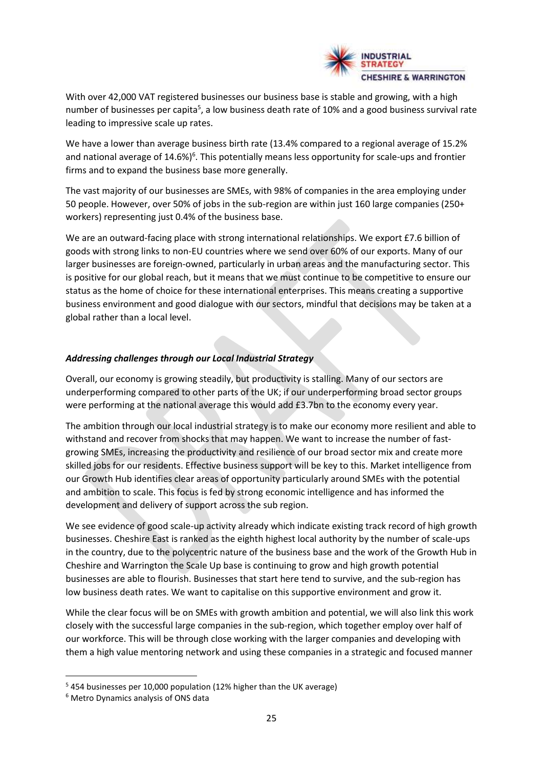With over 42,000 VAT registered businesses our business base is stable and growing, with a high number of businesses per capita[5], a low business death rate of 10% and a good business survival rate leading to impressive scale up rates.

We have a lower than average business birth rate (13.4% compared to a regional average of 15.2% and national average of 14.6%)[6]. This potentially means less opportunity for scale-ups and frontier firms and to expand the business base more generally.

The vast majority of our businesses are SMEs, with 98% of companies in the area employing under 50 people. However, over 50% of jobs in the sub-region are within just 160 large companies (250+ workers) representing just 0.4% of the business base.

We are an outward-facing place with strong international relationships. We export £7.6 billion of goods with strong links to non-EU countries where we send over 60% of our exports. Many of our larger businesses are foreign-owned, particularly in urban areas and the manufacturing sector. This is positive for our global reach, but it means that we must continue to be competitive to ensure our status as the home of choice for these international enterprises. This means creating a supportive business environment and good dialogue with our sectors, mindful that decisions may be taken at a global rather than a local level.

### *Addressing challenges through our Local Industrial Strategy*

Overall, our economy is growing steadily, but productivity is stalling. Many of our sectors are underperforming compared to other parts of the UK; if our underperforming broad sector groups were performing at the national average this would add £3.7bn to the economy every year.

The ambition through our local industrial strategy is to make our economy more resilient and able to withstand and recover from shocks that may happen. We want to increase the number of fast-growing SMEs, increasing the productivity and resilience of our broad sector mix and create more skilled jobs for our residents. Effective business support will be key to this. Market intelligence from our Growth Hub identifies clear areas of opportunity particularly around SMEs with the potential and ambition to scale. This focus is fed by strong economic intelligence and has informed the development and delivery of support across the sub region.

We see evidence of good scale-up activity already which indicate existing track record of high growth businesses. Cheshire East is ranked as the eighth highest local authority by the number of scale-ups in the country, due to the polycentric nature of the business base and the work of the Growth Hub in Cheshire and Warrington the Scale Up base is continuing to grow and high growth potential businesses are able to flourish. Businesses that start here tend to survive, and the sub-region has low business death rates. We want to capitalise on this supportive environment and grow it.

While the clear focus will be on SMEs with growth ambition and potential, we will also link this work closely with the successful large companies in the sub-region, which together employ over half of our workforce. This will be through close working with the larger companies and developing with them a high value mentoring network and using these companies in a strategic and focused manner

---

[5] 454 businesses per 10,000 population (12% higher than the UK average)

[6] Metro Dynamics analysis of ONS data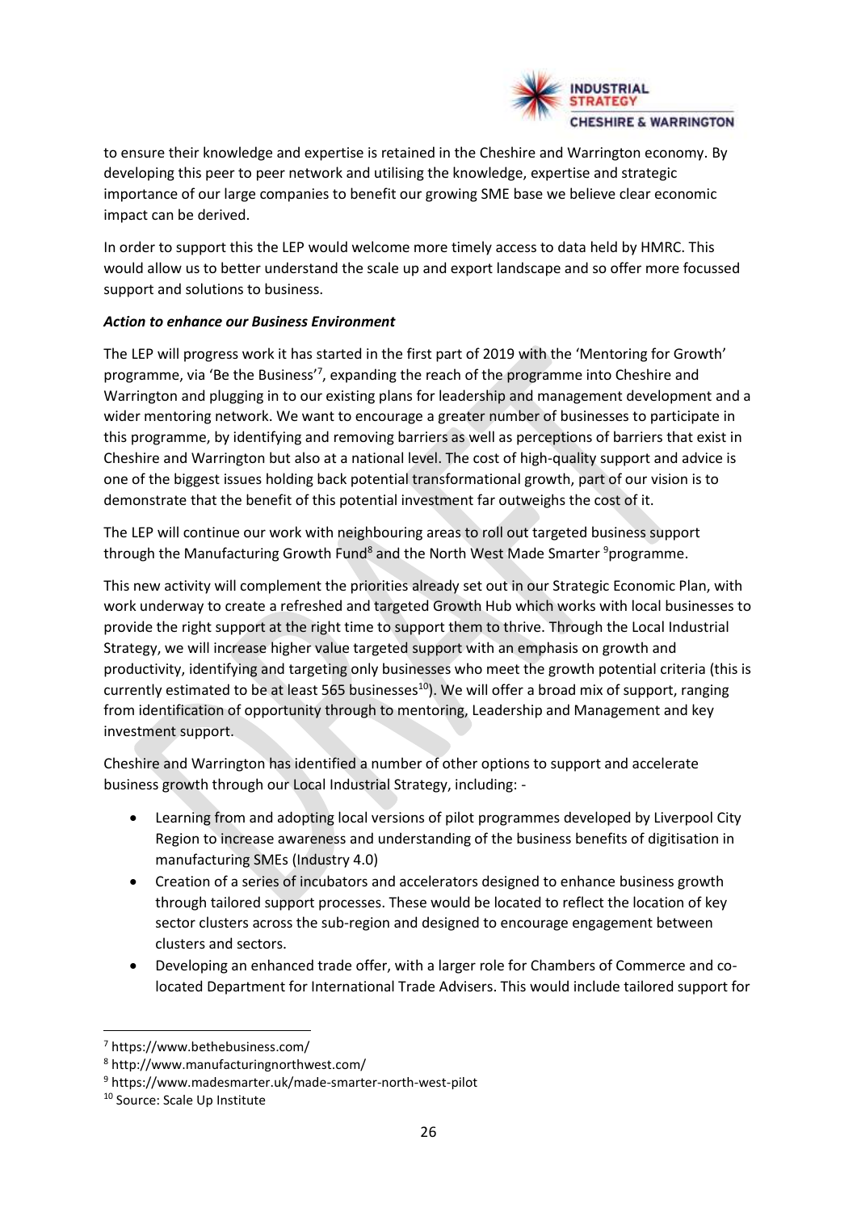to ensure their knowledge and expertise is retained in the Cheshire and Warrington economy. By developing this peer to peer network and utilising the knowledge, expertise and strategic importance of our large companies to benefit our growing SME base we believe clear economic impact can be derived.

In order to support this the LEP would welcome more timely access to data held by HMRC. This would allow us to better understand the scale up and export landscape and so offer more focussed support and solutions to business.

***Action to enhance our Business Environment***

The LEP will progress work it has started in the first part of 2019 with the 'Mentoring for Growth' programme, via 'Be the Business'[7], expanding the reach of the programme into Cheshire and Warrington and plugging in to our existing plans for leadership and management development and a wider mentoring network. We want to encourage a greater number of businesses to participate in this programme, by identifying and removing barriers as well as perceptions of barriers that exist in Cheshire and Warrington but also at a national level. The cost of high-quality support and advice is one of the biggest issues holding back potential transformational growth, part of our vision is to demonstrate that the benefit of this potential investment far outweighs the cost of it.

The LEP will continue our work with neighbouring areas to roll out targeted business support through the Manufacturing Growth Fund[8] and the North West Made Smarter [9]programme.

This new activity will complement the priorities already set out in our Strategic Economic Plan, with work underway to create a refreshed and targeted Growth Hub which works with local businesses to provide the right support at the right time to support them to thrive. Through the Local Industrial Strategy, we will increase higher value targeted support with an emphasis on growth and productivity, identifying and targeting only businesses who meet the growth potential criteria (this is currently estimated to be at least 565 businesses[10]). We will offer a broad mix of support, ranging from identification of opportunity through to mentoring, Leadership and Management and key investment support.

Cheshire and Warrington has identified a number of other options to support and accelerate business growth through our Local Industrial Strategy, including: -

- Learning from and adopting local versions of pilot programmes developed by Liverpool City Region to increase awareness and understanding of the business benefits of digitisation in manufacturing SMEs (Industry 4.0)
- Creation of a series of incubators and accelerators designed to enhance business growth through tailored support processes. These would be located to reflect the location of key sector clusters across the sub-region and designed to encourage engagement between clusters and sectors.
- Developing an enhanced trade offer, with a larger role for Chambers of Commerce and co-located Department for International Trade Advisers. This would include tailored support for

---

[7] https://www.bethebusiness.com/

[8] http://www.manufacturingnorthwest.com/

[9] https://www.madesmarter.uk/made-smarter-north-west-pilot

[10] Source: Scale Up Institute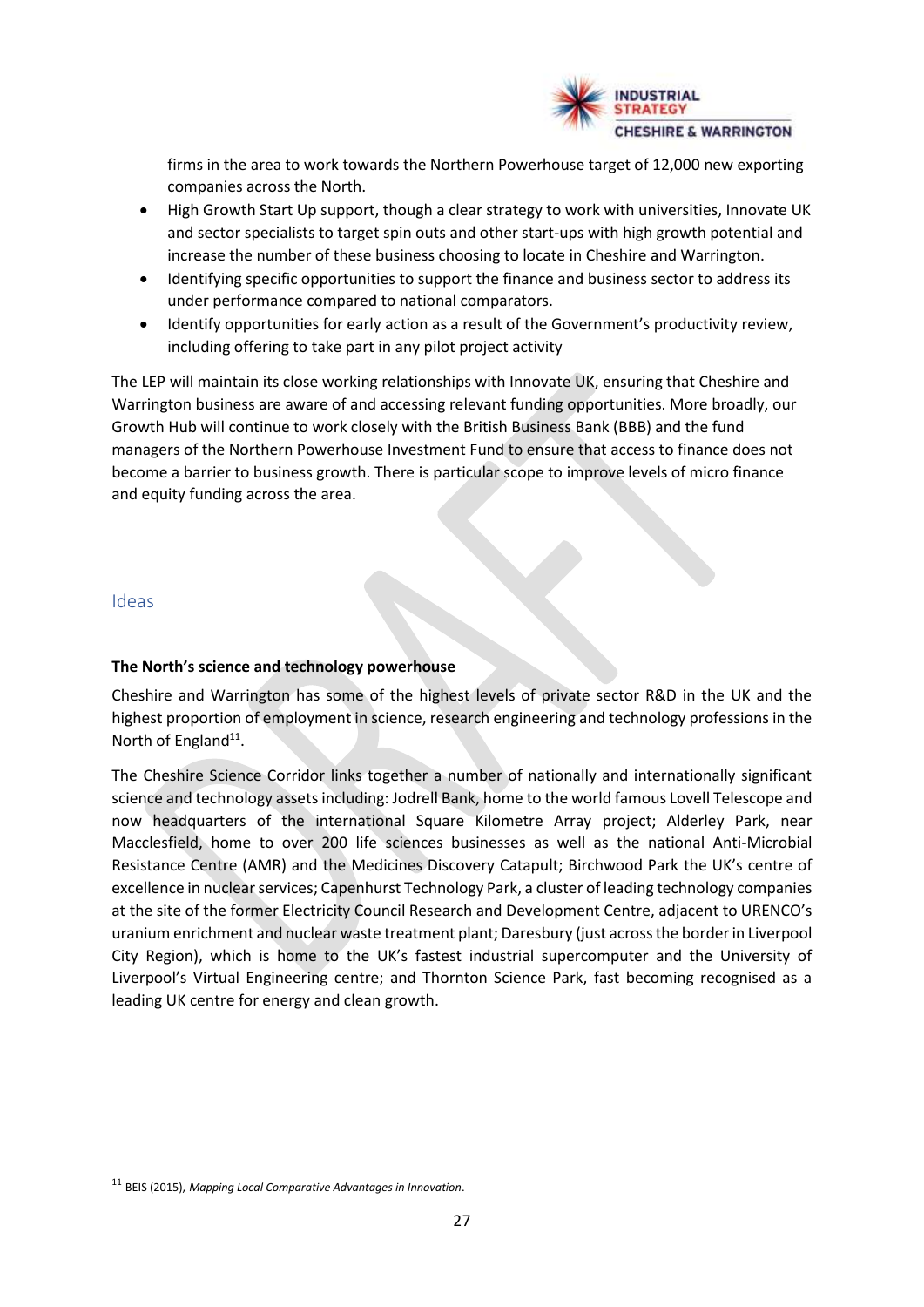firms in the area to work towards the Northern Powerhouse target of 12,000 new exporting companies across the North.

- High Growth Start Up support, though a clear strategy to work with universities, Innovate UK and sector specialists to target spin outs and other start-ups with high growth potential and increase the number of these business choosing to locate in Cheshire and Warrington.
- Identifying specific opportunities to support the finance and business sector to address its under performance compared to national comparators.
- Identify opportunities for early action as a result of the Government's productivity review, including offering to take part in any pilot project activity

The LEP will maintain its close working relationships with Innovate UK, ensuring that Cheshire and Warrington business are aware of and accessing relevant funding opportunities. More broadly, our Growth Hub will continue to work closely with the British Business Bank (BBB) and the fund managers of the Northern Powerhouse Investment Fund to ensure that access to finance does not become a barrier to business growth. There is particular scope to improve levels of micro finance and equity funding across the area.

## Ideas

**The North's science and technology powerhouse**

Cheshire and Warrington has some of the highest levels of private sector R&D in the UK and the highest proportion of employment in science, research engineering and technology professions in the North of England[11].

The Cheshire Science Corridor links together a number of nationally and internationally significant science and technology assets including: Jodrell Bank, home to the world famous Lovell Telescope and now headquarters of the international Square Kilometre Array project; Alderley Park, near Macclesfield, home to over 200 life sciences businesses as well as the national Anti-Microbial Resistance Centre (AMR) and the Medicines Discovery Catapult; Birchwood Park the UK's centre of excellence in nuclear services; Capenhurst Technology Park, a cluster of leading technology companies at the site of the former Electricity Council Research and Development Centre, adjacent to URENCO's uranium enrichment and nuclear waste treatment plant; Daresbury (just across the border in Liverpool City Region), which is home to the UK's fastest industrial supercomputer and the University of Liverpool's Virtual Engineering centre; and Thornton Science Park, fast becoming recognised as a leading UK centre for energy and clean growth.

[11] BEIS (2015), *Mapping Local Comparative Advantages in Innovation*.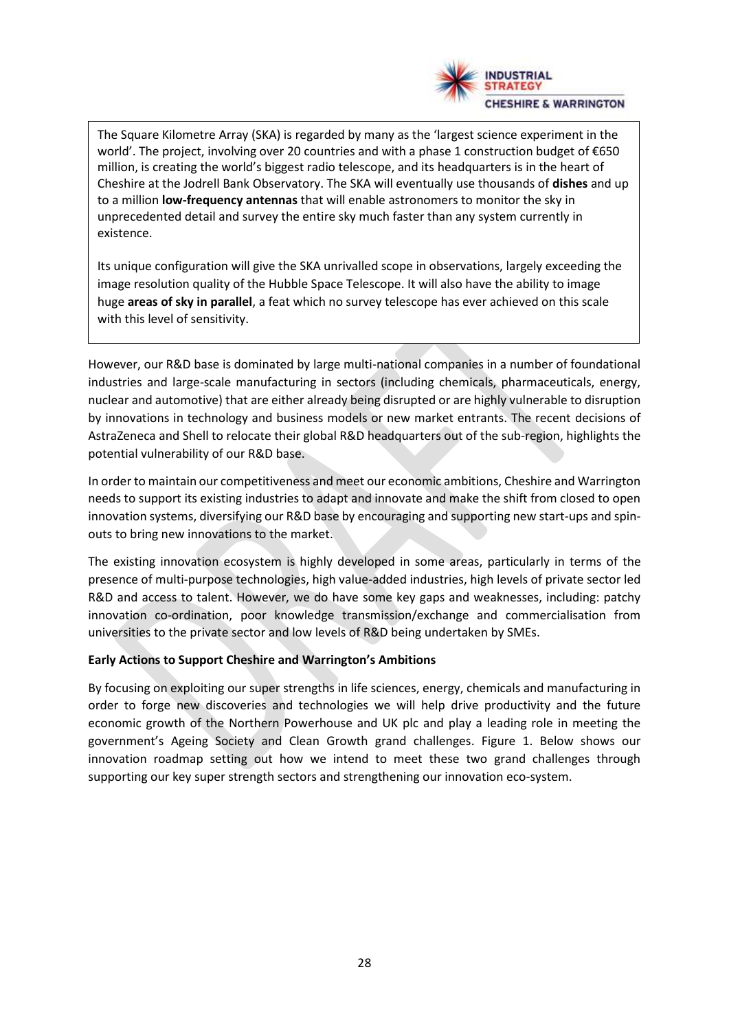The Square Kilometre Array (SKA) is regarded by many as the 'largest science experiment in the world'. The project, involving over 20 countries and with a phase 1 construction budget of €650 million, is creating the world's biggest radio telescope, and its headquarters is in the heart of Cheshire at the Jodrell Bank Observatory. The SKA will eventually use thousands of **dishes** and up to a million **low-frequency antennas** that will enable astronomers to monitor the sky in unprecedented detail and survey the entire sky much faster than any system currently in existence.

Its unique configuration will give the SKA unrivalled scope in observations, largely exceeding the image resolution quality of the Hubble Space Telescope. It will also have the ability to image huge **areas of sky in parallel**, a feat which no survey telescope has ever achieved on this scale with this level of sensitivity.

However, our R&D base is dominated by large multi-national companies in a number of foundational industries and large-scale manufacturing in sectors (including chemicals, pharmaceuticals, energy, nuclear and automotive) that are either already being disrupted or are highly vulnerable to disruption by innovations in technology and business models or new market entrants. The recent decisions of AstraZeneca and Shell to relocate their global R&D headquarters out of the sub-region, highlights the potential vulnerability of our R&D base.

In order to maintain our competitiveness and meet our economic ambitions, Cheshire and Warrington needs to support its existing industries to adapt and innovate and make the shift from closed to open innovation systems, diversifying our R&D base by encouraging and supporting new start-ups and spin-outs to bring new innovations to the market.

The existing innovation ecosystem is highly developed in some areas, particularly in terms of the presence of multi-purpose technologies, high value-added industries, high levels of private sector led R&D and access to talent. However, we do have some key gaps and weaknesses, including: patchy innovation co-ordination, poor knowledge transmission/exchange and commercialisation from universities to the private sector and low levels of R&D being undertaken by SMEs.

**Early Actions to Support Cheshire and Warrington's Ambitions**

By focusing on exploiting our super strengths in life sciences, energy, chemicals and manufacturing in order to forge new discoveries and technologies we will help drive productivity and the future economic growth of the Northern Powerhouse and UK plc and play a leading role in meeting the government's Ageing Society and Clean Growth grand challenges. Figure 1. Below shows our innovation roadmap setting out how we intend to meet these two grand challenges through supporting our key super strength sectors and strengthening our innovation eco-system.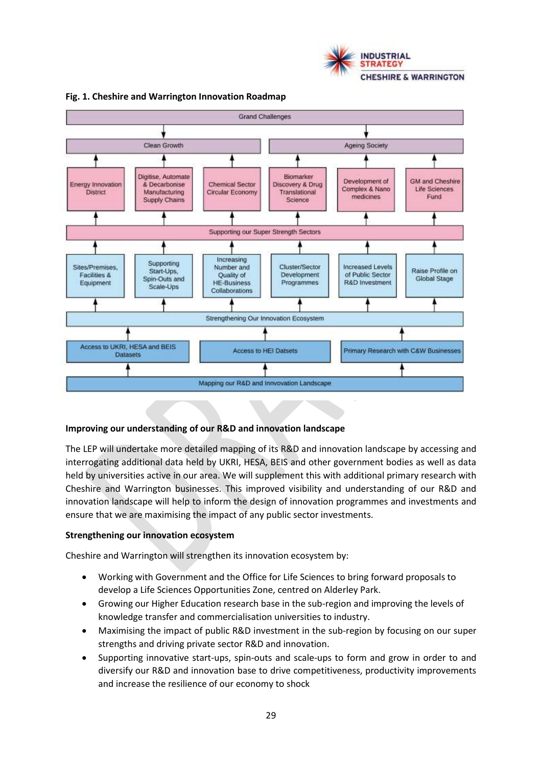**Fig. 1. Cheshire and Warrington Innovation Roadmap**

- Grand Challenges
  - Clean Growth
    - Energy Innovation District
    - Digitise, Automate & Decarbonise Manufacturing Supply Chains
    - Chemical Sector Circular Economy
  - Ageing Society
    - Biomarker Discovery & Drug Translational Science
    - Development of Complex & Nano medicines
    - GM and Cheshire Life Sciences Fund
- Supporting our Super Strength Sectors
  - Sites/Premises, Facilities & Equipment
  - Supporting Start-Ups, Spin-Outs and Scale-Ups
  - Increasing Number and Quality of HE-Business Collaborations
  - Cluster/Sector Development Programmes
  - Increased Levels of Public Sector R&D Investment
  - Raise Profile on Global Stage
- Strengthening Our Innovation Ecosystem
  - Access to UKRI, HESA and BEIS Datasets
  - Access to HEI Datsets
  - Primary Research with C&W Businesses
- Mapping our R&D and Innvovation Landscape

**Improving our understanding of our R&D and innovation landscape**

The LEP will undertake more detailed mapping of its R&D and innovation landscape by accessing and interrogating additional data held by UKRI, HESA, BEIS and other government bodies as well as data held by universities active in our area. We will supplement this with additional primary research with Cheshire and Warrington businesses. This improved visibility and understanding of our R&D and innovation landscape will help to inform the design of innovation programmes and investments and ensure that we are maximising the impact of any public sector investments.

**Strengthening our innovation ecosystem**

Cheshire and Warrington will strengthen its innovation ecosystem by:

- Working with Government and the Office for Life Sciences to bring forward proposals to develop a Life Sciences Opportunities Zone, centred on Alderley Park.
- Growing our Higher Education research base in the sub-region and improving the levels of knowledge transfer and commercialisation universities to industry.
- Maximising the impact of public R&D investment in the sub-region by focusing on our super strengths and driving private sector R&D and innovation.
- Supporting innovative start-ups, spin-outs and scale-ups to form and grow in order to and diversify our R&D and innovation base to drive competitiveness, productivity improvements and increase the resilience of our economy to shock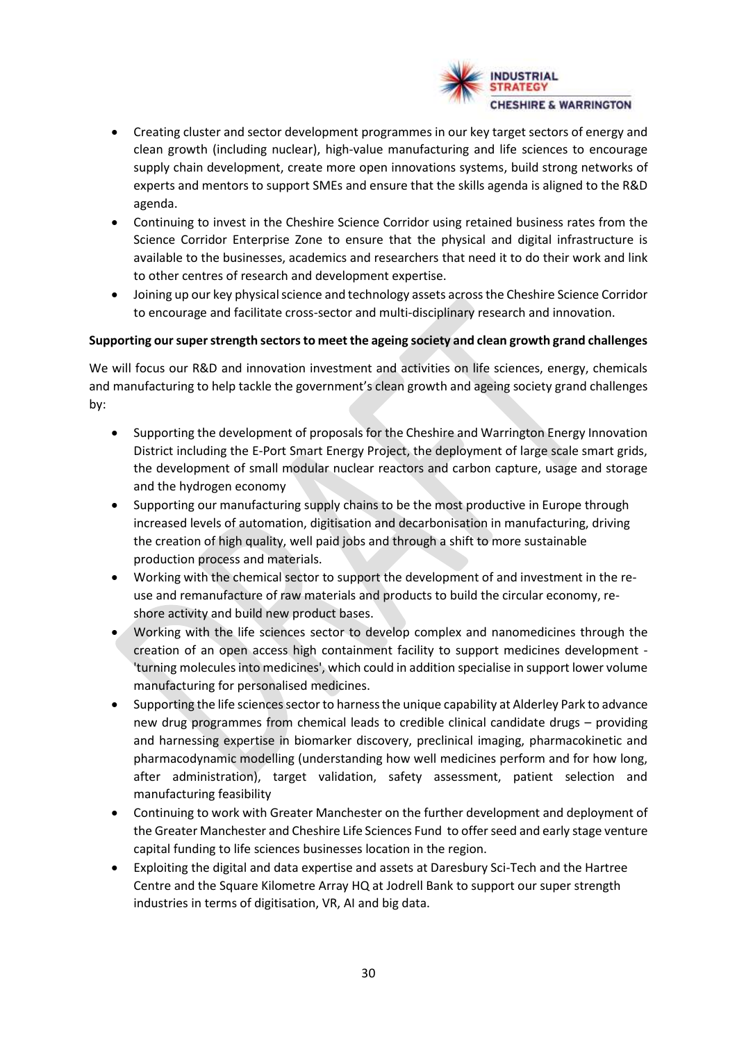- Creating cluster and sector development programmes in our key target sectors of energy and clean growth (including nuclear), high-value manufacturing and life sciences to encourage supply chain development, create more open innovations systems, build strong networks of experts and mentors to support SMEs and ensure that the skills agenda is aligned to the R&D agenda.
- Continuing to invest in the Cheshire Science Corridor using retained business rates from the Science Corridor Enterprise Zone to ensure that the physical and digital infrastructure is available to the businesses, academics and researchers that need it to do their work and link to other centres of research and development expertise.
- Joining up our key physical science and technology assets across the Cheshire Science Corridor to encourage and facilitate cross-sector and multi-disciplinary research and innovation.

**Supporting our super strength sectors to meet the ageing society and clean growth grand challenges**

We will focus our R&D and innovation investment and activities on life sciences, energy, chemicals and manufacturing to help tackle the government's clean growth and ageing society grand challenges by:

- Supporting the development of proposals for the Cheshire and Warrington Energy Innovation District including the E-Port Smart Energy Project, the deployment of large scale smart grids, the development of small modular nuclear reactors and carbon capture, usage and storage and the hydrogen economy
- Supporting our manufacturing supply chains to be the most productive in Europe through increased levels of automation, digitisation and decarbonisation in manufacturing, driving the creation of high quality, well paid jobs and through a shift to more sustainable production process and materials.
- Working with the chemical sector to support the development of and investment in the re-use and remanufacture of raw materials and products to build the circular economy, re-shore activity and build new product bases.
- Working with the life sciences sector to develop complex and nanomedicines through the creation of an open access high containment facility to support medicines development - 'turning molecules into medicines', which could in addition specialise in support lower volume manufacturing for personalised medicines.
- Supporting the life sciences sector to harness the unique capability at Alderley Park to advance new drug programmes from chemical leads to credible clinical candidate drugs – providing and harnessing expertise in biomarker discovery, preclinical imaging, pharmacokinetic and pharmacodynamic modelling (understanding how well medicines perform and for how long, after administration), target validation, safety assessment, patient selection and manufacturing feasibility
- Continuing to work with Greater Manchester on the further development and deployment of the Greater Manchester and Cheshire Life Sciences Fund to offer seed and early stage venture capital funding to life sciences businesses location in the region.
- Exploiting the digital and data expertise and assets at Daresbury Sci-Tech and the Hartree Centre and the Square Kilometre Array HQ at Jodrell Bank to support our super strength industries in terms of digitisation, VR, AI and big data.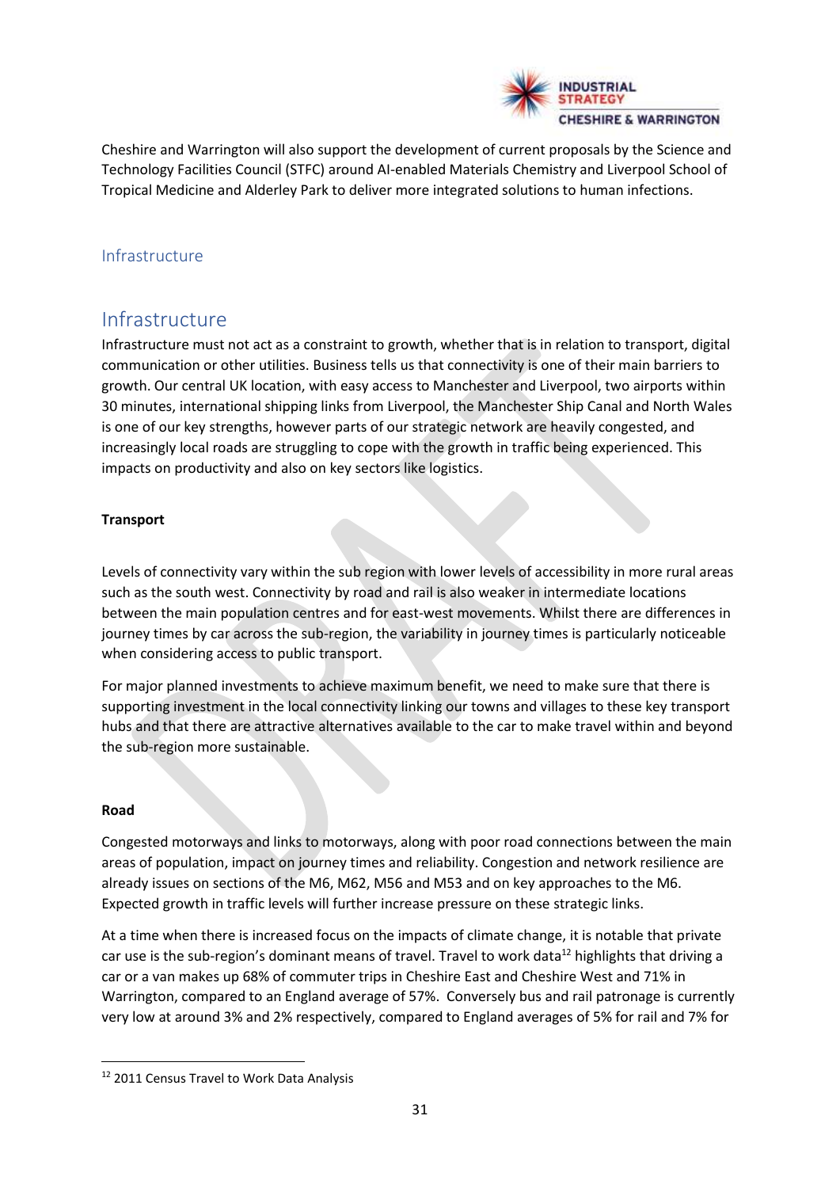Cheshire and Warrington will also support the development of current proposals by the Science and Technology Facilities Council (STFC) around AI-enabled Materials Chemistry and Liverpool School of Tropical Medicine and Alderley Park to deliver more integrated solutions to human infections.

## Infrastructure

# Infrastructure

Infrastructure must not act as a constraint to growth, whether that is in relation to transport, digital communication or other utilities. Business tells us that connectivity is one of their main barriers to growth. Our central UK location, with easy access to Manchester and Liverpool, two airports within 30 minutes, international shipping links from Liverpool, the Manchester Ship Canal and North Wales is one of our key strengths, however parts of our strategic network are heavily congested, and increasingly local roads are struggling to cope with the growth in traffic being experienced. This impacts on productivity and also on key sectors like logistics.

**Transport**

Levels of connectivity vary within the sub region with lower levels of accessibility in more rural areas such as the south west. Connectivity by road and rail is also weaker in intermediate locations between the main population centres and for east-west movements. Whilst there are differences in journey times by car across the sub-region, the variability in journey times is particularly noticeable when considering access to public transport.

For major planned investments to achieve maximum benefit, we need to make sure that there is supporting investment in the local connectivity linking our towns and villages to these key transport hubs and that there are attractive alternatives available to the car to make travel within and beyond the sub-region more sustainable.

**Road**

Congested motorways and links to motorways, along with poor road connections between the main areas of population, impact on journey times and reliability. Congestion and network resilience are already issues on sections of the M6, M62, M56 and M53 and on key approaches to the M6. Expected growth in traffic levels will further increase pressure on these strategic links.

At a time when there is increased focus on the impacts of climate change, it is notable that private car use is the sub-region's dominant means of travel. Travel to work data[12] highlights that driving a car or a van makes up 68% of commuter trips in Cheshire East and Cheshire West and 71% in Warrington, compared to an England average of 57%. Conversely bus and rail patronage is currently very low at around 3% and 2% respectively, compared to England averages of 5% for rail and 7% for

[12] 2011 Census Travel to Work Data Analysis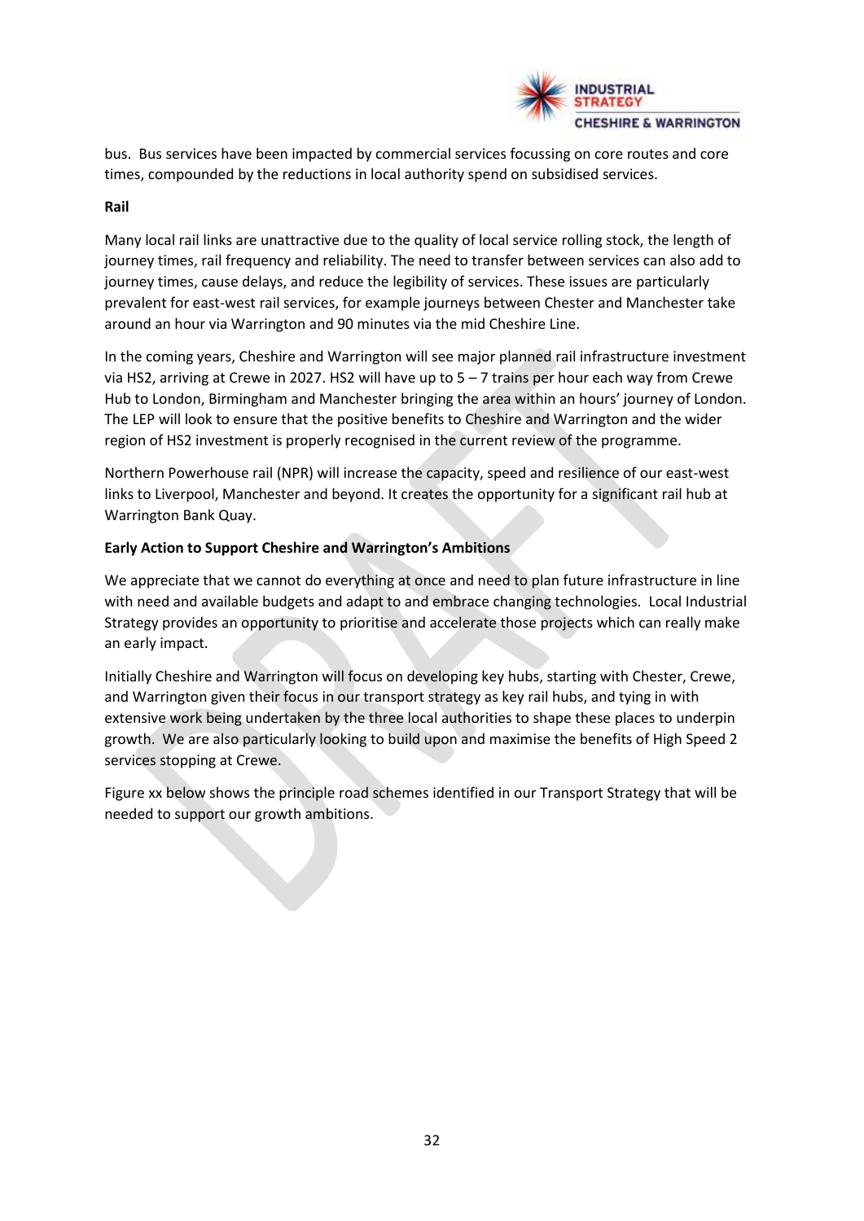bus. Bus services have been impacted by commercial services focussing on core routes and core times, compounded by the reductions in local authority spend on subsidised services.

**Rail**

Many local rail links are unattractive due to the quality of local service rolling stock, the length of journey times, rail frequency and reliability. The need to transfer between services can also add to journey times, cause delays, and reduce the legibility of services. These issues are particularly prevalent for east-west rail services, for example journeys between Chester and Manchester take around an hour via Warrington and 90 minutes via the mid Cheshire Line.

In the coming years, Cheshire and Warrington will see major planned rail infrastructure investment via HS2, arriving at Crewe in 2027. HS2 will have up to 5 – 7 trains per hour each way from Crewe Hub to London, Birmingham and Manchester bringing the area within an hours' journey of London. The LEP will look to ensure that the positive benefits to Cheshire and Warrington and the wider region of HS2 investment is properly recognised in the current review of the programme.

Northern Powerhouse rail (NPR) will increase the capacity, speed and resilience of our east-west links to Liverpool, Manchester and beyond. It creates the opportunity for a significant rail hub at Warrington Bank Quay.

**Early Action to Support Cheshire and Warrington's Ambitions**

We appreciate that we cannot do everything at once and need to plan future infrastructure in line with need and available budgets and adapt to and embrace changing technologies. Local Industrial Strategy provides an opportunity to prioritise and accelerate those projects which can really make an early impact.

Initially Cheshire and Warrington will focus on developing key hubs, starting with Chester, Crewe, and Warrington given their focus in our transport strategy as key rail hubs, and tying in with extensive work being undertaken by the three local authorities to shape these places to underpin growth. We are also particularly looking to build upon and maximise the benefits of High Speed 2 services stopping at Crewe.

Figure xx below shows the principle road schemes identified in our Transport Strategy that will be needed to support our growth ambitions.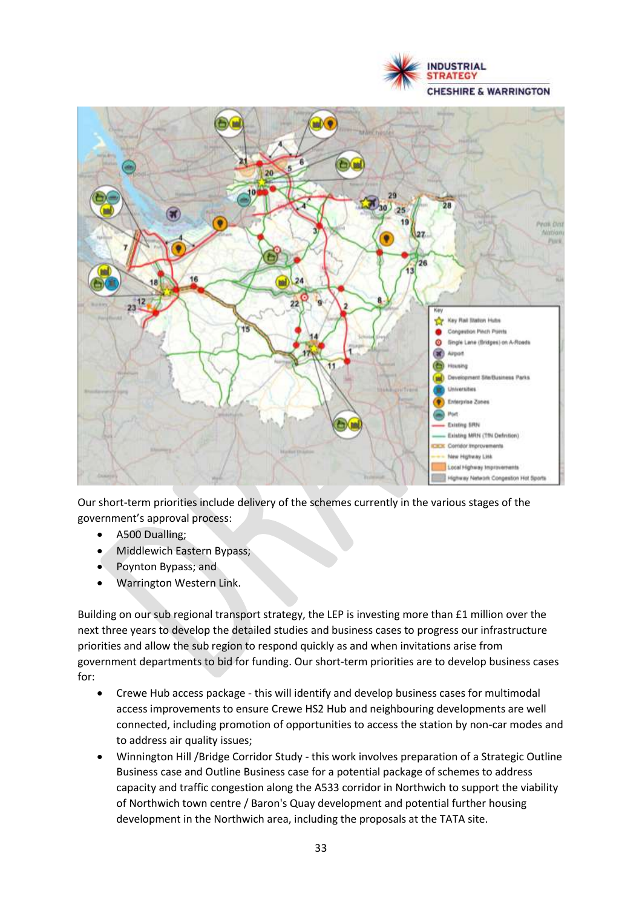Our short-term priorities include delivery of the schemes currently in the various stages of the government's approval process:

- A500 Dualling;
- Middlewich Eastern Bypass;
- Poynton Bypass; and
- Warrington Western Link.

Building on our sub regional transport strategy, the LEP is investing more than £1 million over the next three years to develop the detailed studies and business cases to progress our infrastructure priorities and allow the sub region to respond quickly as and when invitations arise from government departments to bid for funding. Our short-term priorities are to develop business cases for:

- Crewe Hub access package - this will identify and develop business cases for multimodal access improvements to ensure Crewe HS2 Hub and neighbouring developments are well connected, including promotion of opportunities to access the station by non-car modes and to address air quality issues;
- Winnington Hill /Bridge Corridor Study - this work involves preparation of a Strategic Outline Business case and Outline Business case for a potential package of schemes to address capacity and traffic congestion along the A533 corridor in Northwich to support the viability of Northwich town centre / Baron's Quay development and potential further housing development in the Northwich area, including the proposals at the TATA site.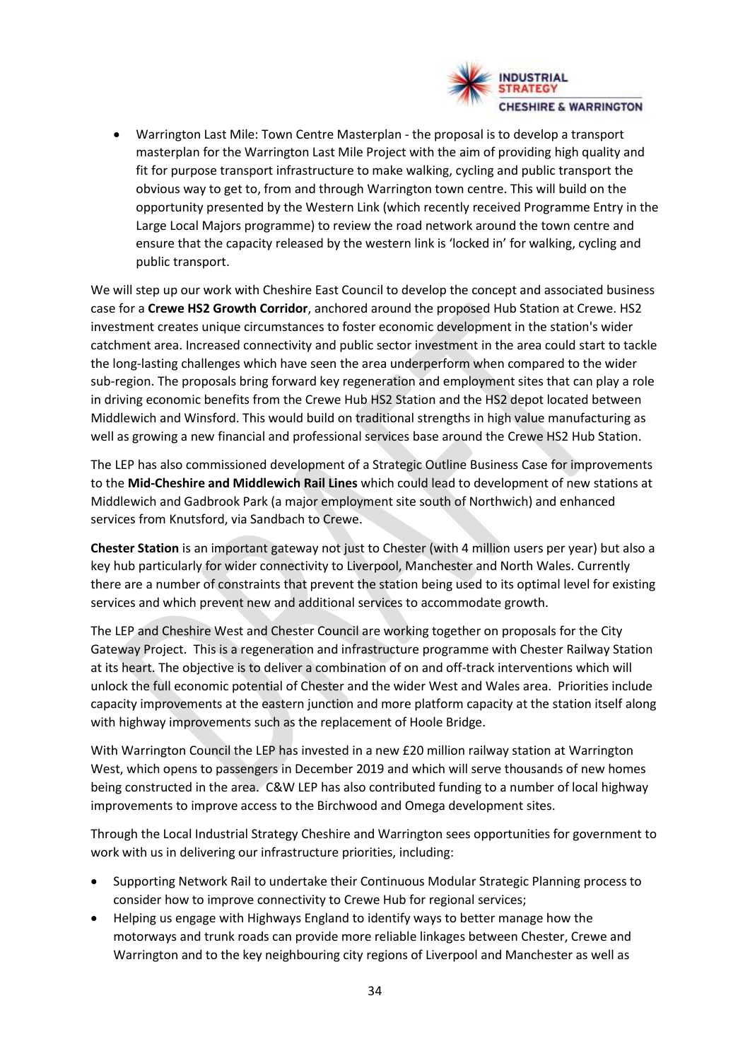- Warrington Last Mile: Town Centre Masterplan - the proposal is to develop a transport masterplan for the Warrington Last Mile Project with the aim of providing high quality and fit for purpose transport infrastructure to make walking, cycling and public transport the obvious way to get to, from and through Warrington town centre. This will build on the opportunity presented by the Western Link (which recently received Programme Entry in the Large Local Majors programme) to review the road network around the town centre and ensure that the capacity released by the western link is 'locked in' for walking, cycling and public transport.

We will step up our work with Cheshire East Council to develop the concept and associated business case for a **Crewe HS2 Growth Corridor**, anchored around the proposed Hub Station at Crewe. HS2 investment creates unique circumstances to foster economic development in the station's wider catchment area. Increased connectivity and public sector investment in the area could start to tackle the long-lasting challenges which have seen the area underperform when compared to the wider sub-region. The proposals bring forward key regeneration and employment sites that can play a role in driving economic benefits from the Crewe Hub HS2 Station and the HS2 depot located between Middlewich and Winsford. This would build on traditional strengths in high value manufacturing as well as growing a new financial and professional services base around the Crewe HS2 Hub Station.

The LEP has also commissioned development of a Strategic Outline Business Case for improvements to the **Mid-Cheshire and Middlewich Rail Lines** which could lead to development of new stations at Middlewich and Gadbrook Park (a major employment site south of Northwich) and enhanced services from Knutsford, via Sandbach to Crewe.

**Chester Station** is an important gateway not just to Chester (with 4 million users per year) but also a key hub particularly for wider connectivity to Liverpool, Manchester and North Wales. Currently there are a number of constraints that prevent the station being used to its optimal level for existing services and which prevent new and additional services to accommodate growth.

The LEP and Cheshire West and Chester Council are working together on proposals for the City Gateway Project. This is a regeneration and infrastructure programme with Chester Railway Station at its heart. The objective is to deliver a combination of on and off-track interventions which will unlock the full economic potential of Chester and the wider West and Wales area. Priorities include capacity improvements at the eastern junction and more platform capacity at the station itself along with highway improvements such as the replacement of Hoole Bridge.

With Warrington Council the LEP has invested in a new £20 million railway station at Warrington West, which opens to passengers in December 2019 and which will serve thousands of new homes being constructed in the area. C&W LEP has also contributed funding to a number of local highway improvements to improve access to the Birchwood and Omega development sites.

Through the Local Industrial Strategy Cheshire and Warrington sees opportunities for government to work with us in delivering our infrastructure priorities, including:

- Supporting Network Rail to undertake their Continuous Modular Strategic Planning process to consider how to improve connectivity to Crewe Hub for regional services;
- Helping us engage with Highways England to identify ways to better manage how the motorways and trunk roads can provide more reliable linkages between Chester, Crewe and Warrington and to the key neighbouring city regions of Liverpool and Manchester as well as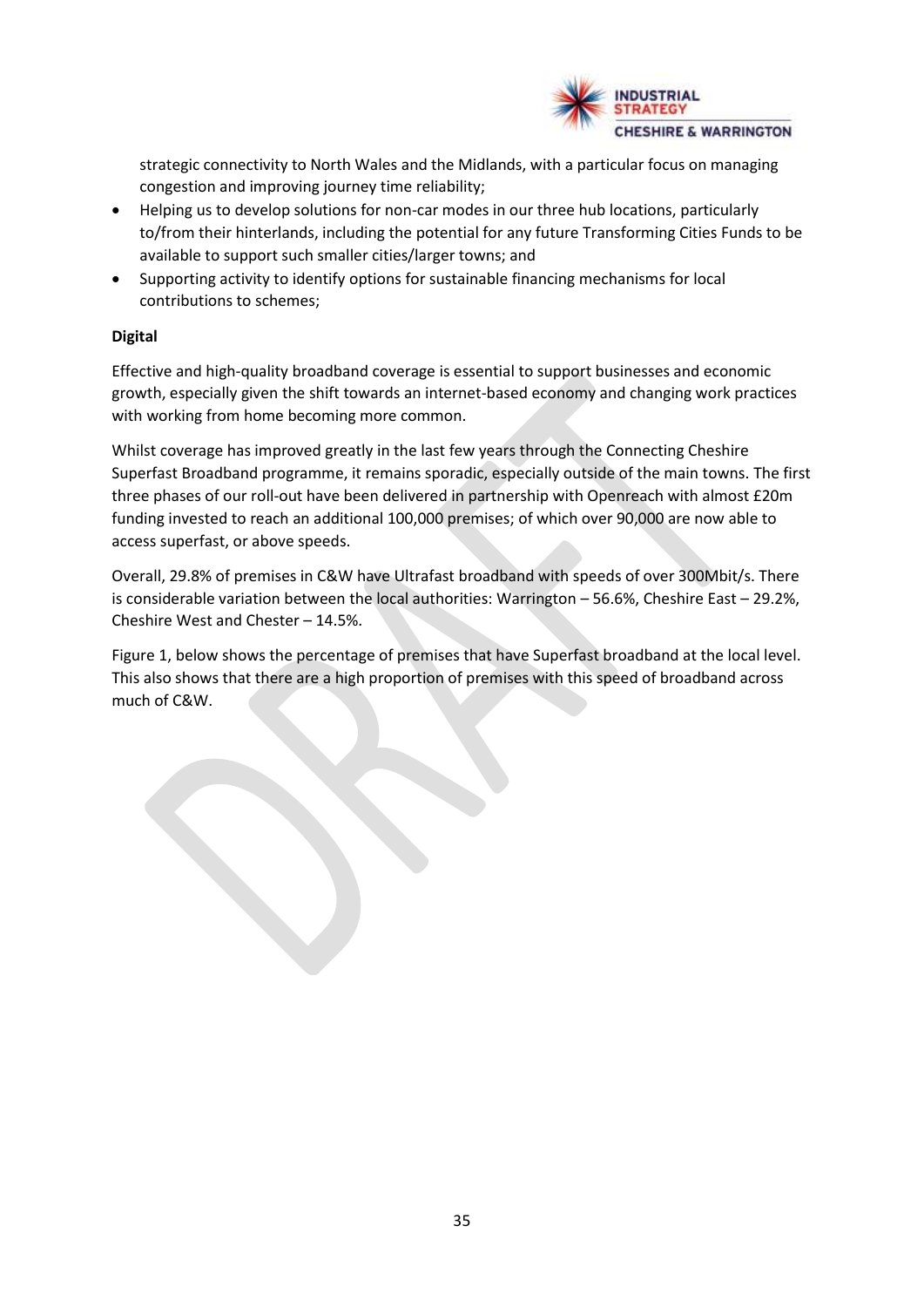strategic connectivity to North Wales and the Midlands, with a particular focus on managing congestion and improving journey time reliability;

- Helping us to develop solutions for non-car modes in our three hub locations, particularly to/from their hinterlands, including the potential for any future Transforming Cities Funds to be available to support such smaller cities/larger towns; and
- Supporting activity to identify options for sustainable financing mechanisms for local contributions to schemes;

**Digital**

Effective and high-quality broadband coverage is essential to support businesses and economic growth, especially given the shift towards an internet-based economy and changing work practices with working from home becoming more common.

Whilst coverage has improved greatly in the last few years through the Connecting Cheshire Superfast Broadband programme, it remains sporadic, especially outside of the main towns. The first three phases of our roll-out have been delivered in partnership with Openreach with almost £20m funding invested to reach an additional 100,000 premises; of which over 90,000 are now able to access superfast, or above speeds.

Overall, 29.8% of premises in C&W have Ultrafast broadband with speeds of over 300Mbit/s. There is considerable variation between the local authorities: Warrington – 56.6%, Cheshire East – 29.2%, Cheshire West and Chester – 14.5%.

Figure 1, below shows the percentage of premises that have Superfast broadband at the local level. This also shows that there are a high proportion of premises with this speed of broadband across much of C&W.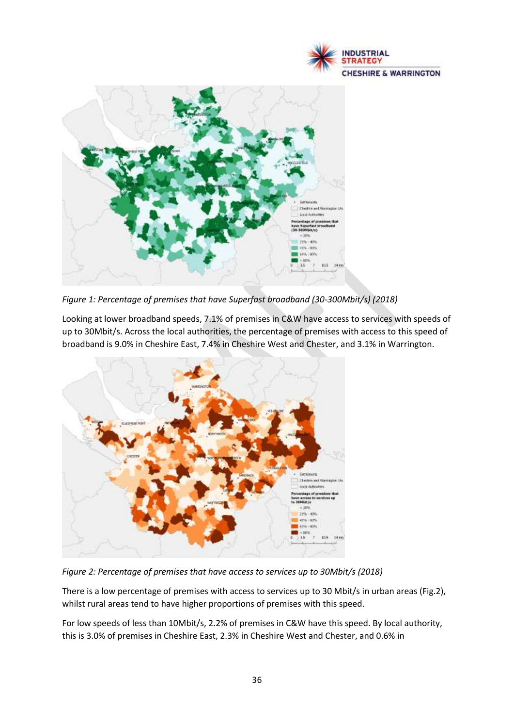*Figure 1: Percentage of premises that have Superfast broadband (30-300Mbit/s) (2018)*

Looking at lower broadband speeds, 7.1% of premises in C&W have access to services with speeds of up to 30Mbit/s. Across the local authorities, the percentage of premises with access to this speed of broadband is 9.0% in Cheshire East, 7.4% in Cheshire West and Chester, and 3.1% in Warrington.

*Figure 2: Percentage of premises that have access to services up to 30Mbit/s (2018)*

There is a low percentage of premises with access to services up to 30 Mbit/s in urban areas (Fig.2), whilst rural areas tend to have higher proportions of premises with this speed.

For low speeds of less than 10Mbit/s, 2.2% of premises in C&W have this speed. By local authority, this is 3.0% of premises in Cheshire East, 2.3% in Cheshire West and Chester, and 0.6% in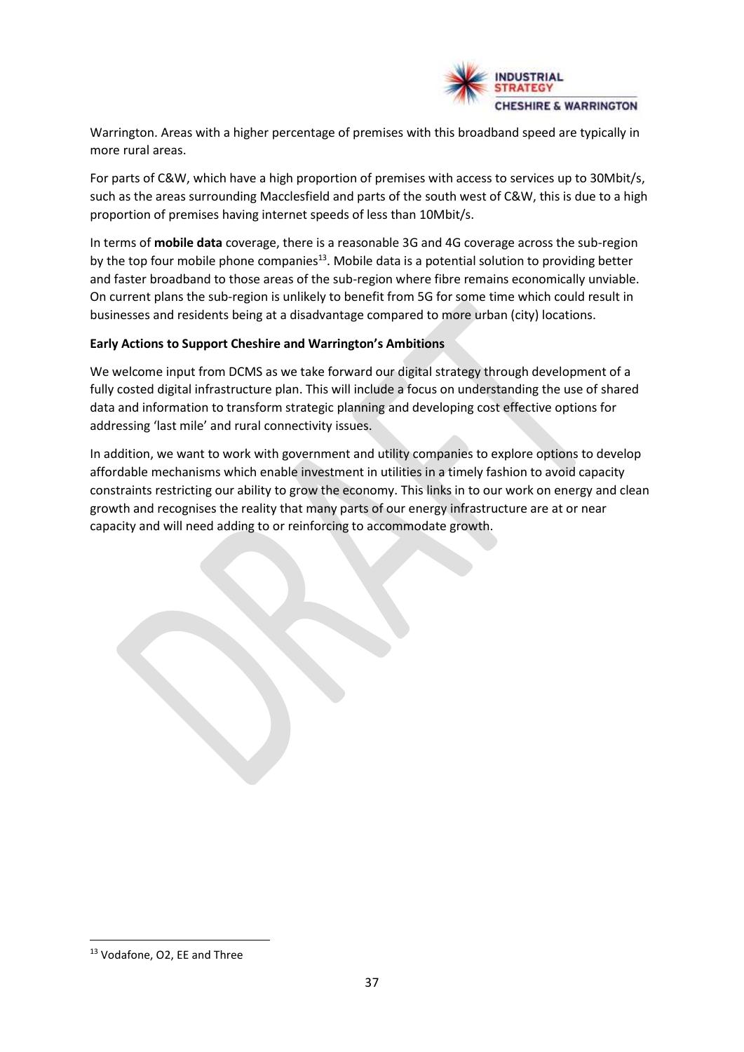Warrington. Areas with a higher percentage of premises with this broadband speed are typically in more rural areas.

For parts of C&W, which have a high proportion of premises with access to services up to 30Mbit/s, such as the areas surrounding Macclesfield and parts of the south west of C&W, this is due to a high proportion of premises having internet speeds of less than 10Mbit/s.

In terms of **mobile data** coverage, there is a reasonable 3G and 4G coverage across the sub-region by the top four mobile phone companies[13]. Mobile data is a potential solution to providing better and faster broadband to those areas of the sub-region where fibre remains economically unviable. On current plans the sub-region is unlikely to benefit from 5G for some time which could result in businesses and residents being at a disadvantage compared to more urban (city) locations.

**Early Actions to Support Cheshire and Warrington's Ambitions**

We welcome input from DCMS as we take forward our digital strategy through development of a fully costed digital infrastructure plan. This will include a focus on understanding the use of shared data and information to transform strategic planning and developing cost effective options for addressing 'last mile' and rural connectivity issues.

In addition, we want to work with government and utility companies to explore options to develop affordable mechanisms which enable investment in utilities in a timely fashion to avoid capacity constraints restricting our ability to grow the economy. This links in to our work on energy and clean growth and recognises the reality that many parts of our energy infrastructure are at or near capacity and will need adding to or reinforcing to accommodate growth.

[13] Vodafone, O2, EE and Three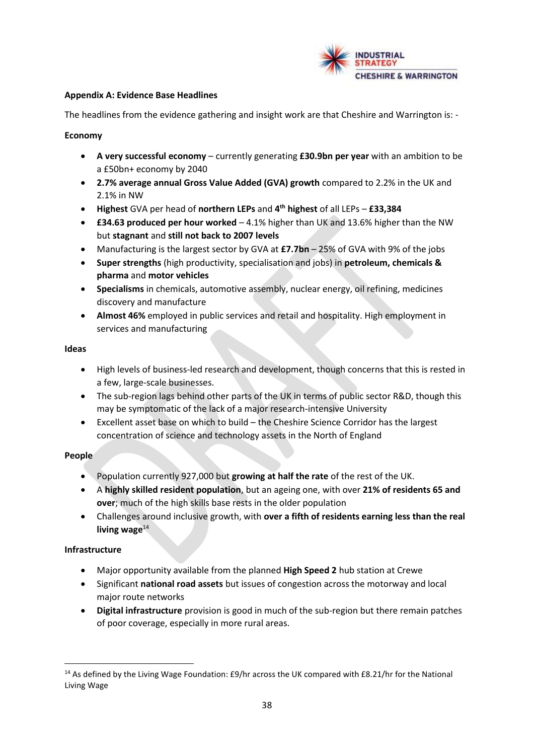## Appendix A: Evidence Base Headlines

The headlines from the evidence gathering and insight work are that Cheshire and Warrington is: -

### Economy

- **A very successful economy** – currently generating **£30.9bn per year** with an ambition to be a £50bn+ economy by 2040
- **2.7% average annual Gross Value Added (GVA) growth** compared to 2.2% in the UK and 2.1% in NW
- **Highest** GVA per head of **northern LEPs** and **4th highest** of all LEPs – **£33,384**
- **£34.63 produced per hour worked** – 4.1% higher than UK and 13.6% higher than the NW but **stagnant** and **still not back to 2007 levels**
- Manufacturing is the largest sector by GVA at **£7.7bn** – 25% of GVA with 9% of the jobs
- **Super strengths** (high productivity, specialisation and jobs) in **petroleum, chemicals & pharma** and **motor vehicles**
- **Specialisms** in chemicals, automotive assembly, nuclear energy, oil refining, medicines discovery and manufacture
- **Almost 46%** employed in public services and retail and hospitality. High employment in services and manufacturing

### Ideas

- High levels of business-led research and development, though concerns that this is rested in a few, large-scale businesses.
- The sub-region lags behind other parts of the UK in terms of public sector R&D, though this may be symptomatic of the lack of a major research-intensive University
- Excellent asset base on which to build – the Cheshire Science Corridor has the largest concentration of science and technology assets in the North of England

### People

- Population currently 927,000 but **growing at half the rate** of the rest of the UK.
- A **highly skilled resident population**, but an ageing one, with over **21% of residents 65 and over**; much of the high skills base rests in the older population
- Challenges around inclusive growth, with **over a fifth of residents earning less than the real living wage**[14]

### Infrastructure

- Major opportunity available from the planned **High Speed 2** hub station at Crewe
- Significant **national road assets** but issues of congestion across the motorway and local major route networks
- **Digital infrastructure** provision is good in much of the sub-region but there remain patches of poor coverage, especially in more rural areas.

---

[14] As defined by the Living Wage Foundation: £9/hr across the UK compared with £8.21/hr for the National Living Wage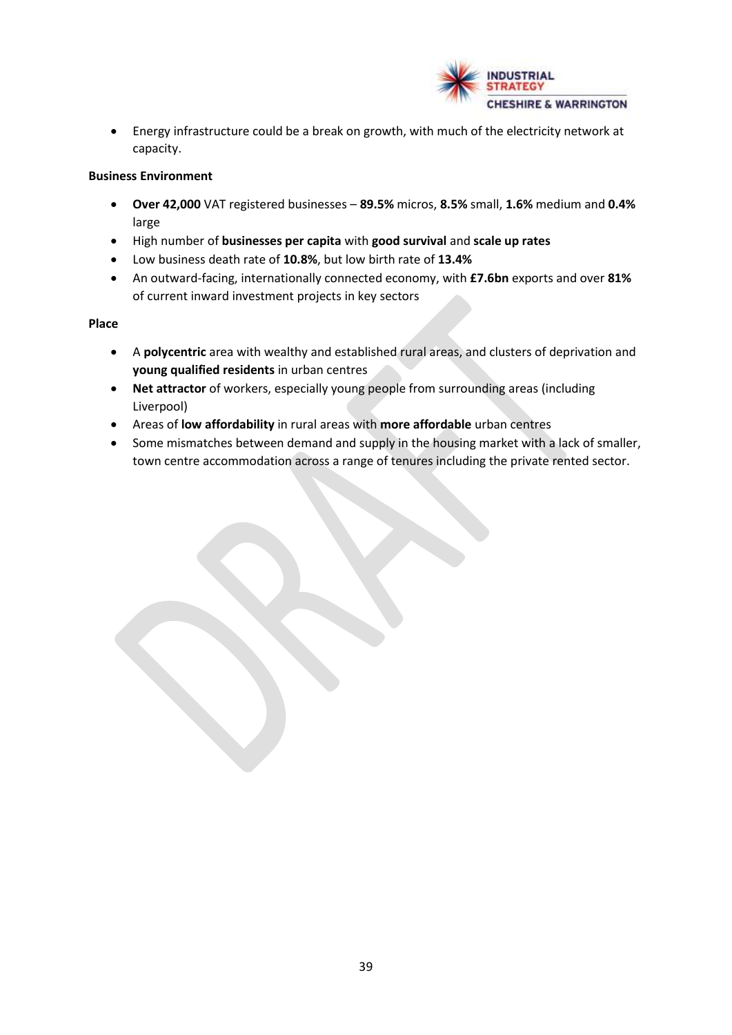- Energy infrastructure could be a break on growth, with much of the electricity network at capacity.

**Business Environment**

- **Over 42,000** VAT registered businesses – **89.5%** micros, **8.5%** small, **1.6%** medium and **0.4%** large
- High number of **businesses per capita** with **good survival** and **scale up rates**
- Low business death rate of **10.8%**, but low birth rate of **13.4%**
- An outward-facing, internationally connected economy, with **£7.6bn** exports and over **81%** of current inward investment projects in key sectors

**Place**

- A **polycentric** area with wealthy and established rural areas, and clusters of deprivation and **young qualified residents** in urban centres
- **Net attractor** of workers, especially young people from surrounding areas (including Liverpool)
- Areas of **low affordability** in rural areas with **more affordable** urban centres
- Some mismatches between demand and supply in the housing market with a lack of smaller, town centre accommodation across a range of tenures including the private rented sector.